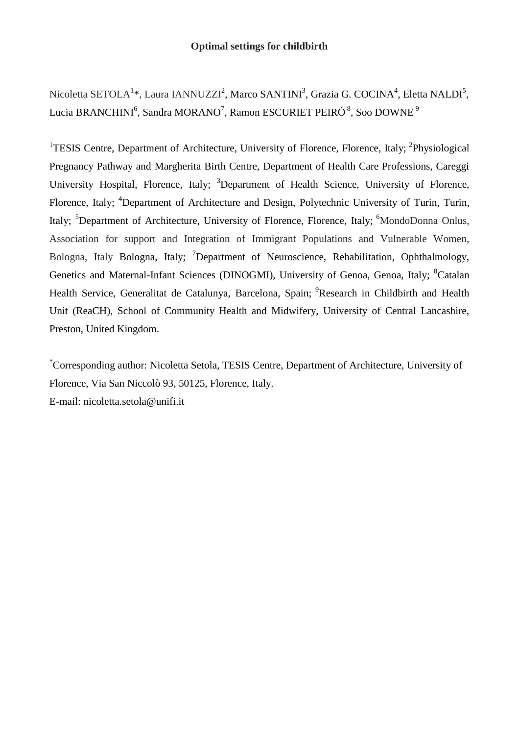# Optimal settings for childbirth

Nicoletta SETOLA[1]*, Laura IANNUZZI[2], Marco SANTINI[3], Grazia G. COCINA[4], Eletta NALDI[5], Lucia BRANCHINI[6], Sandra MORANO[7], Ramon ESCURIET PEIRÓ[8], Soo DOWNE[9]

[1]TESIS Centre, Department of Architecture, University of Florence, Florence, Italy; [2]Physiological Pregnancy Pathway and Margherita Birth Centre, Department of Health Care Professions, Careggi University Hospital, Florence, Italy; [3]Department of Health Science, University of Florence, Florence, Italy; [4]Department of Architecture and Design, Polytechnic University of Turin, Turin, Italy; [5]Department of Architecture, University of Florence, Florence, Italy; [6]MondoDonna Onlus, Association for support and Integration of Immigrant Populations and Vulnerable Women, Bologna, Italy Bologna, Italy; [7]Department of Neuroscience, Rehabilitation, Ophthalmology, Genetics and Maternal-Infant Sciences (DINOGMI), University of Genoa, Genoa, Italy; [8]Catalan Health Service, Generalitat de Catalunya, Barcelona, Spain; [9]Research in Childbirth and Health Unit (ReaCH), School of Community Health and Midwifery, University of Central Lancashire, Preston, United Kingdom.

*Corresponding author: Nicoletta Setola, TESIS Centre, Department of Architecture, University of Florence, Via San Niccolò 93, 50125, Florence, Italy.
E-mail: nicoletta.setola@unifi.it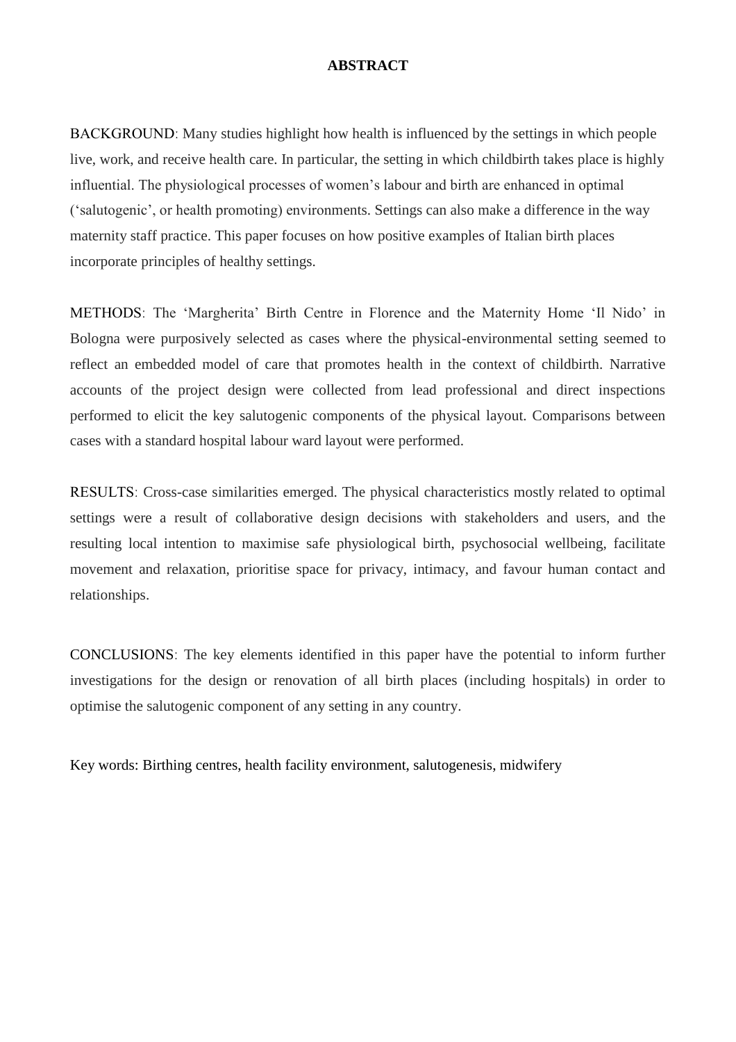# ABSTRACT

BACKGROUND: Many studies highlight how health is influenced by the settings in which people live, work, and receive health care. In particular, the setting in which childbirth takes place is highly influential. The physiological processes of women's labour and birth are enhanced in optimal ('salutogenic', or health promoting) environments. Settings can also make a difference in the way maternity staff practice. This paper focuses on how positive examples of Italian birth places incorporate principles of healthy settings.

METHODS: The 'Margherita' Birth Centre in Florence and the Maternity Home 'Il Nido' in Bologna were purposively selected as cases where the physical-environmental setting seemed to reflect an embedded model of care that promotes health in the context of childbirth. Narrative accounts of the project design were collected from lead professional and direct inspections performed to elicit the key salutogenic components of the physical layout. Comparisons between cases with a standard hospital labour ward layout were performed.

RESULTS: Cross-case similarities emerged. The physical characteristics mostly related to optimal settings were a result of collaborative design decisions with stakeholders and users, and the resulting local intention to maximise safe physiological birth, psychosocial wellbeing, facilitate movement and relaxation, prioritise space for privacy, intimacy, and favour human contact and relationships.

CONCLUSIONS: The key elements identified in this paper have the potential to inform further investigations for the design or renovation of all birth places (including hospitals) in order to optimise the salutogenic component of any setting in any country.

Key words: Birthing centres, health facility environment, salutogenesis, midwifery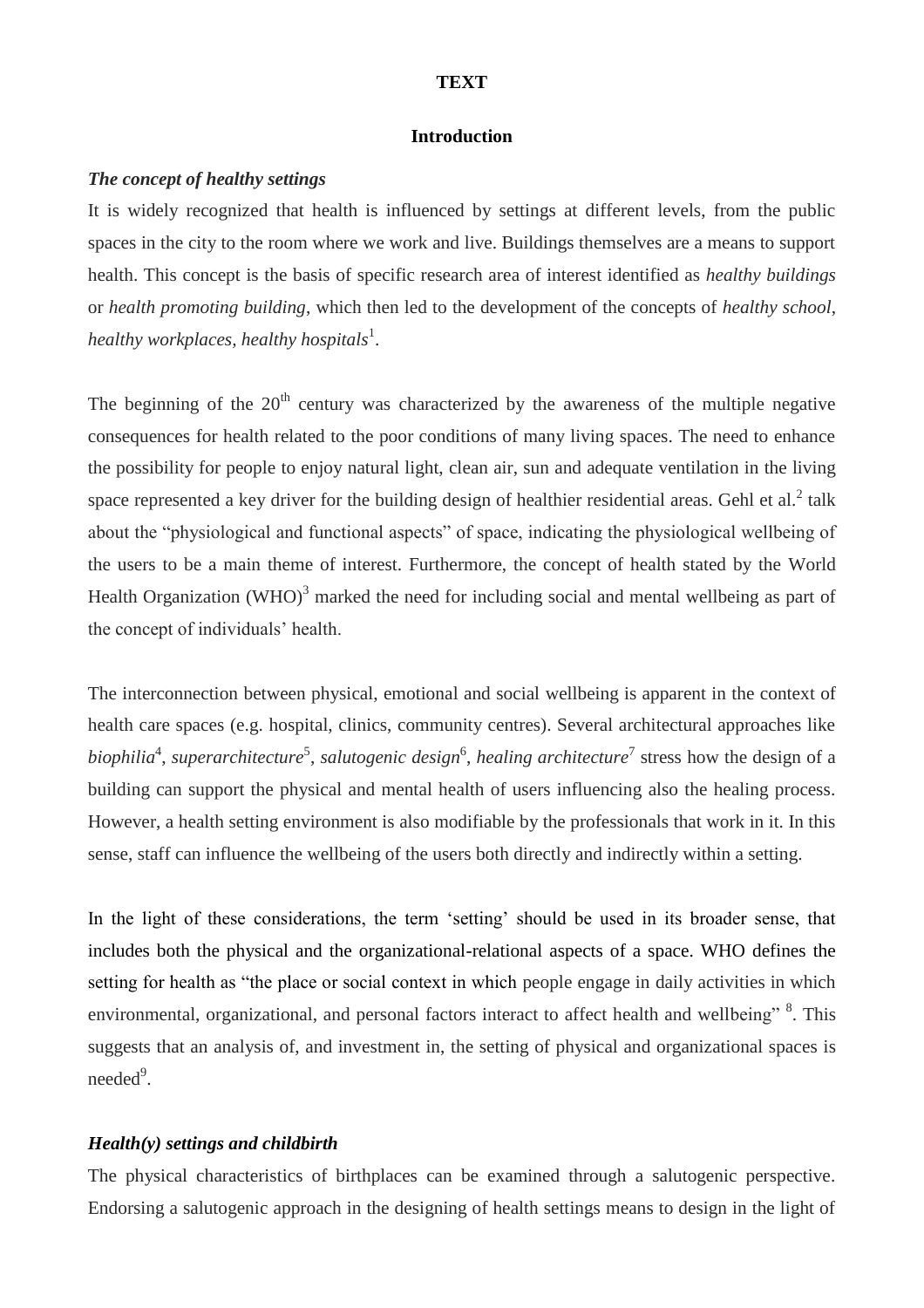**TEXT**

## Introduction

### *The concept of healthy settings*

It is widely recognized that health is influenced by settings at different levels, from the public spaces in the city to the room where we work and live. Buildings themselves are a means to support health. This concept is the basis of specific research area of interest identified as *healthy buildings* or *health promoting building*, which then led to the development of the concepts of *healthy school*, *healthy workplaces, healthy hospitals*[1].

The beginning of the 20th century was characterized by the awareness of the multiple negative consequences for health related to the poor conditions of many living spaces. The need to enhance the possibility for people to enjoy natural light, clean air, sun and adequate ventilation in the living space represented a key driver for the building design of healthier residential areas. Gehl et al.[2] talk about the "physiological and functional aspects" of space, indicating the physiological wellbeing of the users to be a main theme of interest. Furthermore, the concept of health stated by the World Health Organization (WHO)[3] marked the need for including social and mental wellbeing as part of the concept of individuals' health.

The interconnection between physical, emotional and social wellbeing is apparent in the context of health care spaces (e.g. hospital, clinics, community centres). Several architectural approaches like *biophilia*[4], *superarchitecture*[5], *salutogenic design*[6], *healing architecture*[7] stress how the design of a building can support the physical and mental health of users influencing also the healing process. However, a health setting environment is also modifiable by the professionals that work in it. In this sense, staff can influence the wellbeing of the users both directly and indirectly within a setting.

In the light of these considerations, the term 'setting' should be used in its broader sense, that includes both the physical and the organizational-relational aspects of a space. WHO defines the setting for health as "the place or social context in which people engage in daily activities in which environmental, organizational, and personal factors interact to affect health and wellbeing" [8]. This suggests that an analysis of, and investment in, the setting of physical and organizational spaces is needed[9].

### *Health(y) settings and childbirth*

The physical characteristics of birthplaces can be examined through a salutogenic perspective. Endorsing a salutogenic approach in the designing of health settings means to design in the light of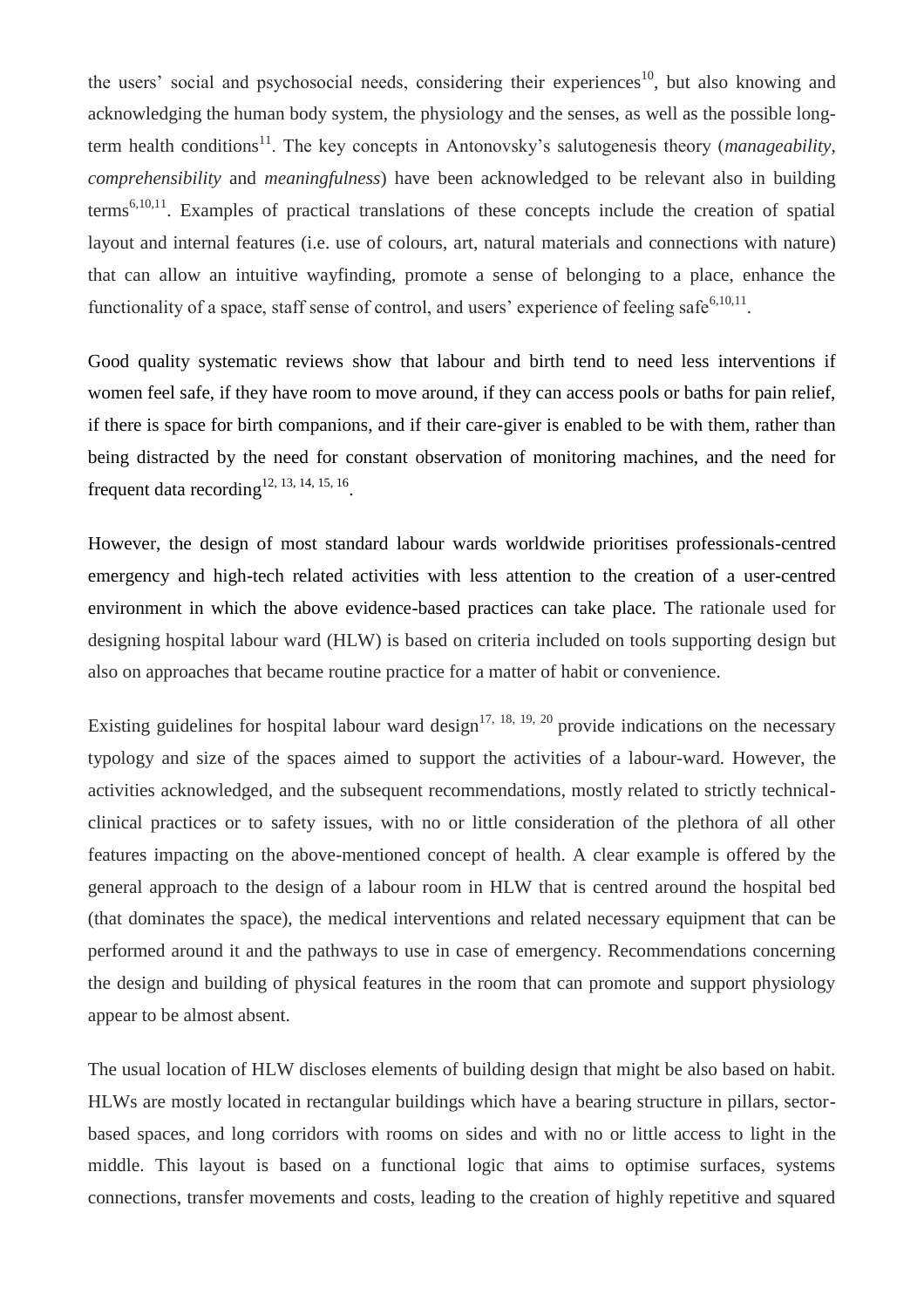the users' social and psychosocial needs, considering their experiences[10], but also knowing and acknowledging the human body system, the physiology and the senses, as well as the possible long-term health conditions[11]. The key concepts in Antonovsky's salutogenesis theory (*manageability*, *comprehensibility* and *meaningfulness*) have been acknowledged to be relevant also in building terms[6,10,11]. Examples of practical translations of these concepts include the creation of spatial layout and internal features (i.e. use of colours, art, natural materials and connections with nature) that can allow an intuitive wayfinding, promote a sense of belonging to a place, enhance the functionality of a space, staff sense of control, and users' experience of feeling safe[6,10,11].

Good quality systematic reviews show that labour and birth tend to need less interventions if women feel safe, if they have room to move around, if they can access pools or baths for pain relief, if there is space for birth companions, and if their care-giver is enabled to be with them, rather than being distracted by the need for constant observation of monitoring machines, and the need for frequent data recording[12, 13, 14, 15, 16].

However, the design of most standard labour wards worldwide prioritises professionals-centred emergency and high-tech related activities with less attention to the creation of a user-centred environment in which the above evidence-based practices can take place. The rationale used for designing hospital labour ward (HLW) is based on criteria included on tools supporting design but also on approaches that became routine practice for a matter of habit or convenience.

Existing guidelines for hospital labour ward design[17, 18, 19, 20] provide indications on the necessary typology and size of the spaces aimed to support the activities of a labour-ward. However, the activities acknowledged, and the subsequent recommendations, mostly related to strictly technical-clinical practices or to safety issues, with no or little consideration of the plethora of all other features impacting on the above-mentioned concept of health. A clear example is offered by the general approach to the design of a labour room in HLW that is centred around the hospital bed (that dominates the space), the medical interventions and related necessary equipment that can be performed around it and the pathways to use in case of emergency. Recommendations concerning the design and building of physical features in the room that can promote and support physiology appear to be almost absent.

The usual location of HLW discloses elements of building design that might be also based on habit. HLWs are mostly located in rectangular buildings which have a bearing structure in pillars, sector-based spaces, and long corridors with rooms on sides and with no or little access to light in the middle. This layout is based on a functional logic that aims to optimise surfaces, systems connections, transfer movements and costs, leading to the creation of highly repetitive and squared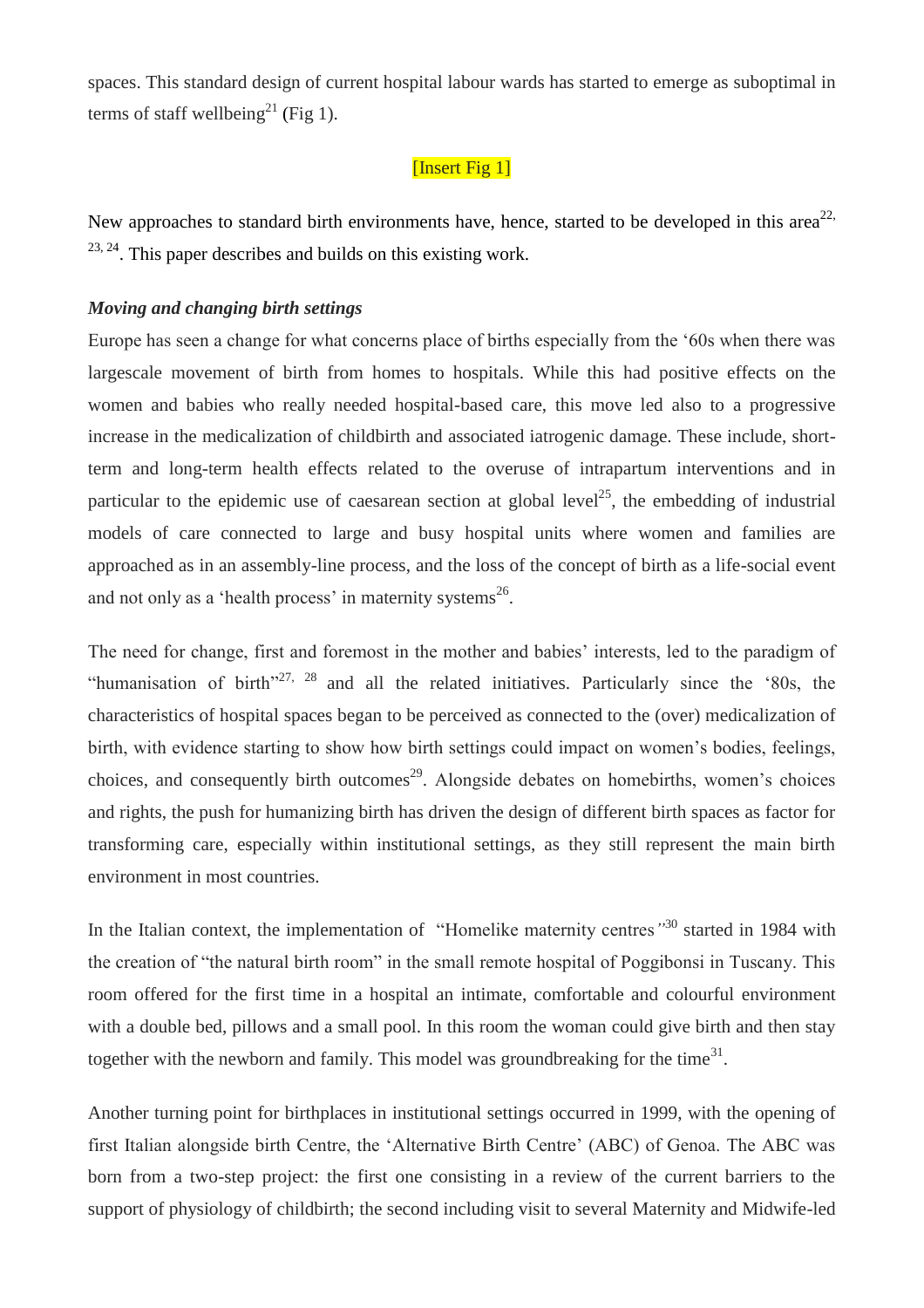spaces. This standard design of current hospital labour wards has started to emerge as suboptimal in terms of staff wellbeing[21] (Fig 1).

[Insert Fig 1]

New approaches to standard birth environments have, hence, started to be developed in this area[22, 23, 24]. This paper describes and builds on this existing work.

***Moving and changing birth settings***

Europe has seen a change for what concerns place of births especially from the '60s when there was largescale movement of birth from homes to hospitals. While this had positive effects on the women and babies who really needed hospital-based care, this move led also to a progressive increase in the medicalization of childbirth and associated iatrogenic damage. These include, short-term and long-term health effects related to the overuse of intrapartum interventions and in particular to the epidemic use of caesarean section at global level[25], the embedding of industrial models of care connected to large and busy hospital units where women and families are approached as in an assembly-line process, and the loss of the concept of birth as a life-social event and not only as a 'health process' in maternity systems[26].

The need for change, first and foremost in the mother and babies' interests, led to the paradigm of "humanisation of birth"[27, 28] and all the related initiatives. Particularly since the '80s, the characteristics of hospital spaces began to be perceived as connected to the (over) medicalization of birth, with evidence starting to show how birth settings could impact on women's bodies, feelings, choices, and consequently birth outcomes[29]. Alongside debates on homebirths, women's choices and rights, the push for humanizing birth has driven the design of different birth spaces as factor for transforming care, especially within institutional settings, as they still represent the main birth environment in most countries.

In the Italian context, the implementation of "Homelike maternity centres"[30] started in 1984 with the creation of "the natural birth room" in the small remote hospital of Poggibonsi in Tuscany. This room offered for the first time in a hospital an intimate, comfortable and colourful environment with a double bed, pillows and a small pool. In this room the woman could give birth and then stay together with the newborn and family. This model was groundbreaking for the time[31].

Another turning point for birthplaces in institutional settings occurred in 1999, with the opening of first Italian alongside birth Centre, the 'Alternative Birth Centre' (ABC) of Genoa. The ABC was born from a two-step project: the first one consisting in a review of the current barriers to the support of physiology of childbirth; the second including visit to several Maternity and Midwife-led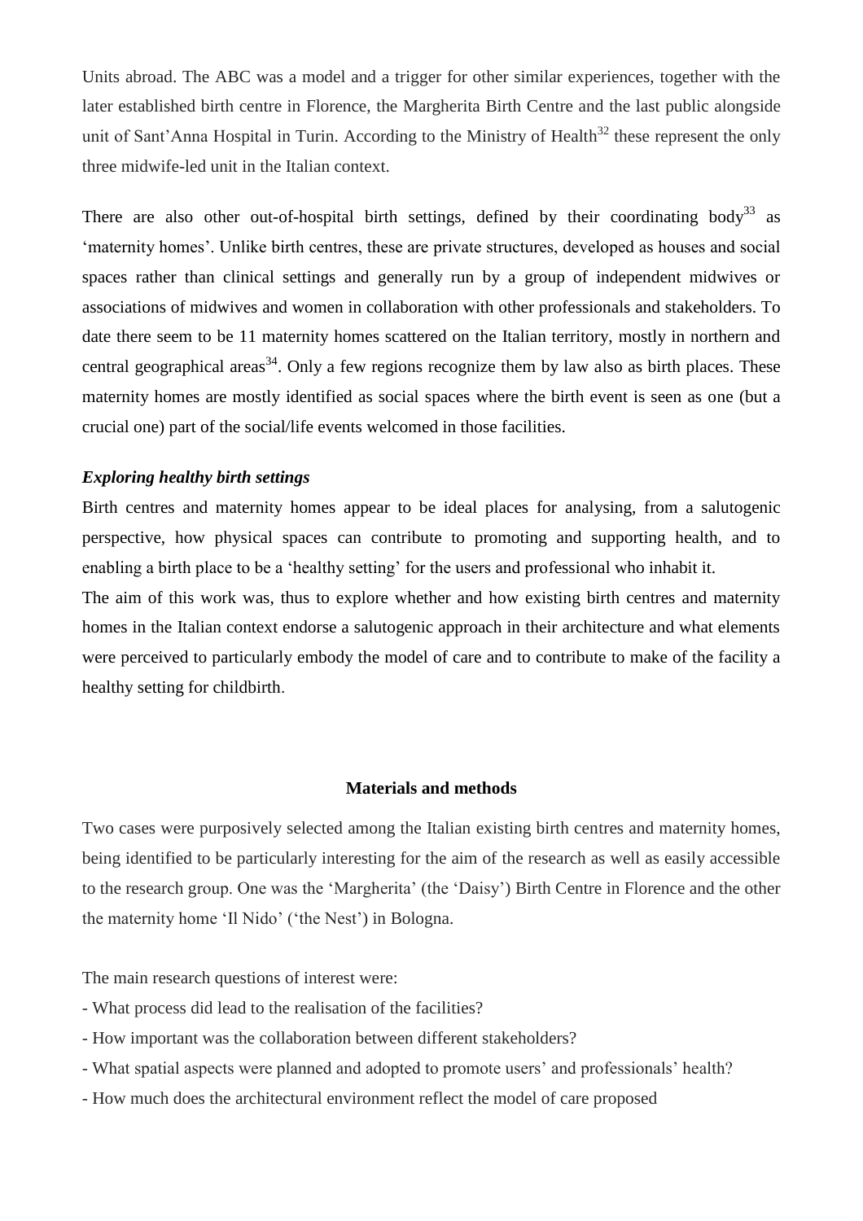Units abroad. The ABC was a model and a trigger for other similar experiences, together with the later established birth centre in Florence, the Margherita Birth Centre and the last public alongside unit of Sant'Anna Hospital in Turin. According to the Ministry of Health[32] these represent the only three midwife-led unit in the Italian context.

There are also other out-of-hospital birth settings, defined by their coordinating body[33] as 'maternity homes'. Unlike birth centres, these are private structures, developed as houses and social spaces rather than clinical settings and generally run by a group of independent midwives or associations of midwives and women in collaboration with other professionals and stakeholders. To date there seem to be 11 maternity homes scattered on the Italian territory, mostly in northern and central geographical areas[34]. Only a few regions recognize them by law also as birth places. These maternity homes are mostly identified as social spaces where the birth event is seen as one (but a crucial one) part of the social/life events welcomed in those facilities.

### *Exploring healthy birth settings*

Birth centres and maternity homes appear to be ideal places for analysing, from a salutogenic perspective, how physical spaces can contribute to promoting and supporting health, and to enabling a birth place to be a 'healthy setting' for the users and professional who inhabit it.

The aim of this work was, thus to explore whether and how existing birth centres and maternity homes in the Italian context endorse a salutogenic approach in their architecture and what elements were perceived to particularly embody the model of care and to contribute to make of the facility a healthy setting for childbirth.

## Materials and methods

Two cases were purposively selected among the Italian existing birth centres and maternity homes, being identified to be particularly interesting for the aim of the research as well as easily accessible to the research group. One was the 'Margherita' (the 'Daisy') Birth Centre in Florence and the other the maternity home 'Il Nido' ('the Nest') in Bologna.

The main research questions of interest were:

- What process did lead to the realisation of the facilities?
- How important was the collaboration between different stakeholders?
- What spatial aspects were planned and adopted to promote users' and professionals' health?
- How much does the architectural environment reflect the model of care proposed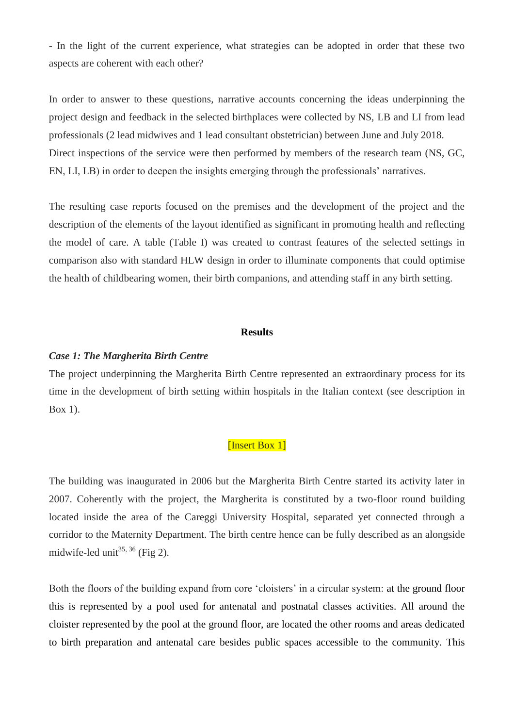- In the light of the current experience, what strategies can be adopted in order that these two aspects are coherent with each other?

In order to answer to these questions, narrative accounts concerning the ideas underpinning the project design and feedback in the selected birthplaces were collected by NS, LB and LI from lead professionals (2 lead midwives and 1 lead consultant obstetrician) between June and July 2018. Direct inspections of the service were then performed by members of the research team (NS, GC, EN, LI, LB) in order to deepen the insights emerging through the professionals' narratives.

The resulting case reports focused on the premises and the development of the project and the description of the elements of the layout identified as significant in promoting health and reflecting the model of care. A table (Table I) was created to contrast features of the selected settings in comparison also with standard HLW design in order to illuminate components that could optimise the health of childbearing women, their birth companions, and attending staff in any birth setting.

## Results

### *Case 1: The Margherita Birth Centre*

The project underpinning the Margherita Birth Centre represented an extraordinary process for its time in the development of birth setting within hospitals in the Italian context (see description in Box 1).

[Insert Box 1]

The building was inaugurated in 2006 but the Margherita Birth Centre started its activity later in 2007. Coherently with the project, the Margherita is constituted by a two-floor round building located inside the area of the Careggi University Hospital, separated yet connected through a corridor to the Maternity Department. The birth centre hence can be fully described as an alongside midwife-led unit[35, 36] (Fig 2).

Both the floors of the building expand from core 'cloisters' in a circular system: at the ground floor this is represented by a pool used for antenatal and postnatal classes activities. All around the cloister represented by the pool at the ground floor, are located the other rooms and areas dedicated to birth preparation and antenatal care besides public spaces accessible to the community. This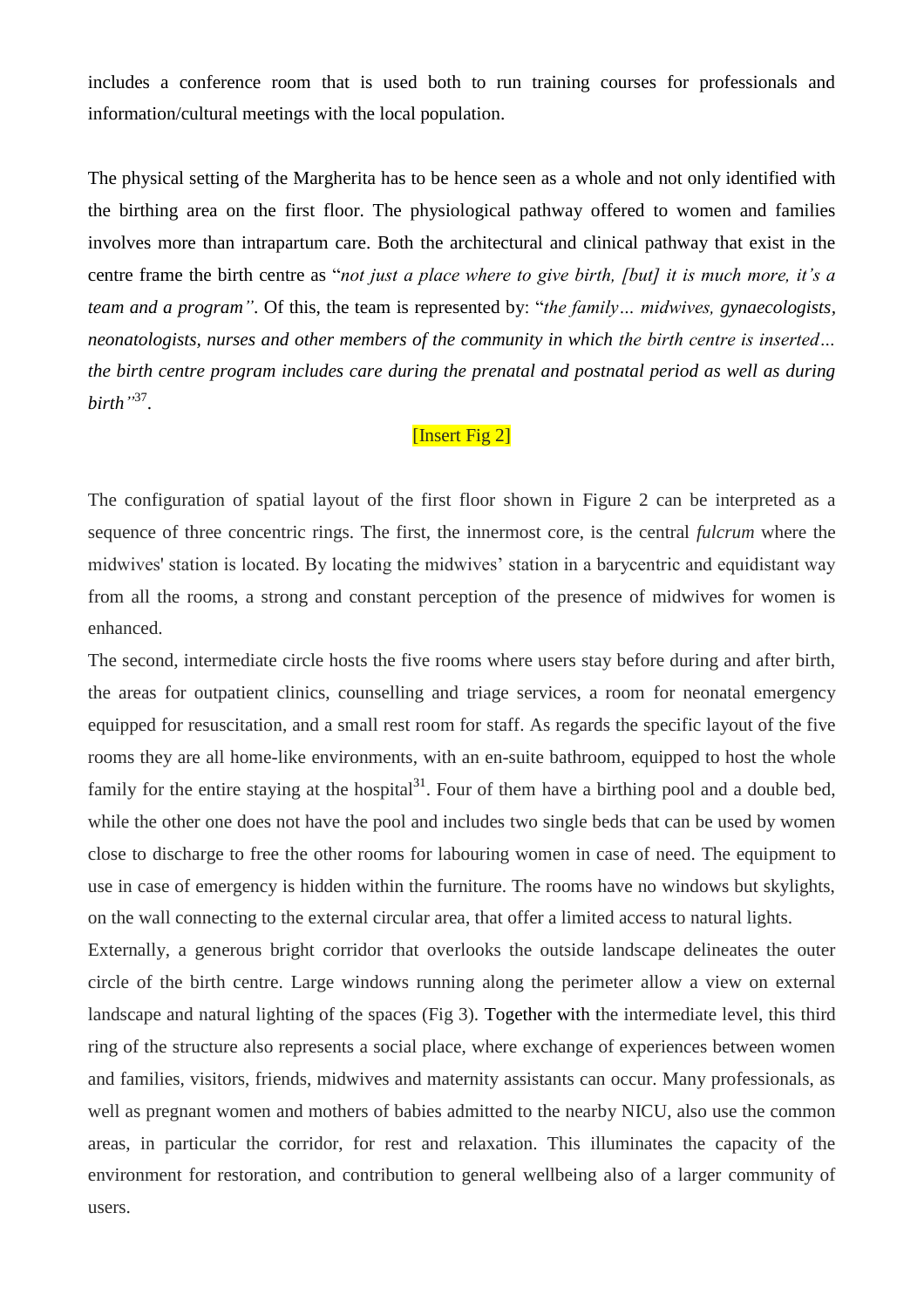includes a conference room that is used both to run training courses for professionals and information/cultural meetings with the local population.

The physical setting of the Margherita has to be hence seen as a whole and not only identified with the birthing area on the first floor. The physiological pathway offered to women and families involves more than intrapartum care. Both the architectural and clinical pathway that exist in the centre frame the birth centre as "*not just a place where to give birth, [but] it is much more, it's a team and a program"*. Of this, the team is represented by: "*the family… midwives, gynaecologists, neonatologists, nurses and other members of the community in which the birth centre is inserted… the birth centre program includes care during the prenatal and postnatal period as well as during birth"*[37].

[Insert Fig 2]

The configuration of spatial layout of the first floor shown in Figure 2 can be interpreted as a sequence of three concentric rings. The first, the innermost core, is the central *fulcrum* where the midwives' station is located. By locating the midwives' station in a barycentric and equidistant way from all the rooms, a strong and constant perception of the presence of midwives for women is enhanced.

The second, intermediate circle hosts the five rooms where users stay before during and after birth, the areas for outpatient clinics, counselling and triage services, a room for neonatal emergency equipped for resuscitation, and a small rest room for staff. As regards the specific layout of the five rooms they are all home-like environments, with an en-suite bathroom, equipped to host the whole family for the entire staying at the hospital[31]. Four of them have a birthing pool and a double bed, while the other one does not have the pool and includes two single beds that can be used by women close to discharge to free the other rooms for labouring women in case of need. The equipment to use in case of emergency is hidden within the furniture. The rooms have no windows but skylights, on the wall connecting to the external circular area, that offer a limited access to natural lights.

Externally, a generous bright corridor that overlooks the outside landscape delineates the outer circle of the birth centre. Large windows running along the perimeter allow a view on external landscape and natural lighting of the spaces (Fig 3). Together with the intermediate level, this third ring of the structure also represents a social place, where exchange of experiences between women and families, visitors, friends, midwives and maternity assistants can occur. Many professionals, as well as pregnant women and mothers of babies admitted to the nearby NICU, also use the common areas, in particular the corridor, for rest and relaxation. This illuminates the capacity of the environment for restoration, and contribution to general wellbeing also of a larger community of users.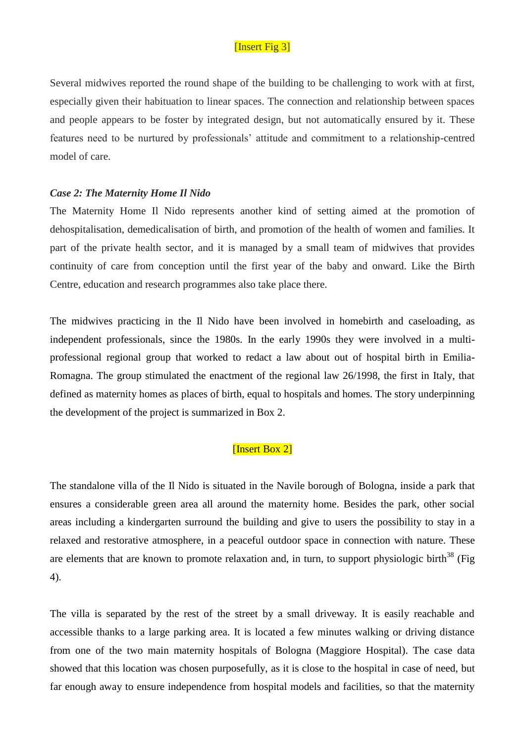[Insert Fig 3]

Several midwives reported the round shape of the building to be challenging to work with at first, especially given their habituation to linear spaces. The connection and relationship between spaces and people appears to be foster by integrated design, but not automatically ensured by it. These features need to be nurtured by professionals' attitude and commitment to a relationship-centred model of care.

***Case 2: The Maternity Home Il Nido***

The Maternity Home Il Nido represents another kind of setting aimed at the promotion of dehospitalisation, demedicalisation of birth, and promotion of the health of women and families. It part of the private health sector, and it is managed by a small team of midwives that provides continuity of care from conception until the first year of the baby and onward. Like the Birth Centre, education and research programmes also take place there.

The midwives practicing in the Il Nido have been involved in homebirth and caseloading, as independent professionals, since the 1980s. In the early 1990s they were involved in a multi-professional regional group that worked to redact a law about out of hospital birth in Emilia-Romagna. The group stimulated the enactment of the regional law 26/1998, the first in Italy, that defined as maternity homes as places of birth, equal to hospitals and homes. The story underpinning the development of the project is summarized in Box 2.

[Insert Box 2]

The standalone villa of the Il Nido is situated in the Navile borough of Bologna, inside a park that ensures a considerable green area all around the maternity home. Besides the park, other social areas including a kindergarten surround the building and give to users the possibility to stay in a relaxed and restorative atmosphere, in a peaceful outdoor space in connection with nature. These are elements that are known to promote relaxation and, in turn, to support physiologic birth[38] (Fig 4).

The villa is separated by the rest of the street by a small driveway. It is easily reachable and accessible thanks to a large parking area. It is located a few minutes walking or driving distance from one of the two main maternity hospitals of Bologna (Maggiore Hospital). The case data showed that this location was chosen purposefully, as it is close to the hospital in case of need, but far enough away to ensure independence from hospital models and facilities, so that the maternity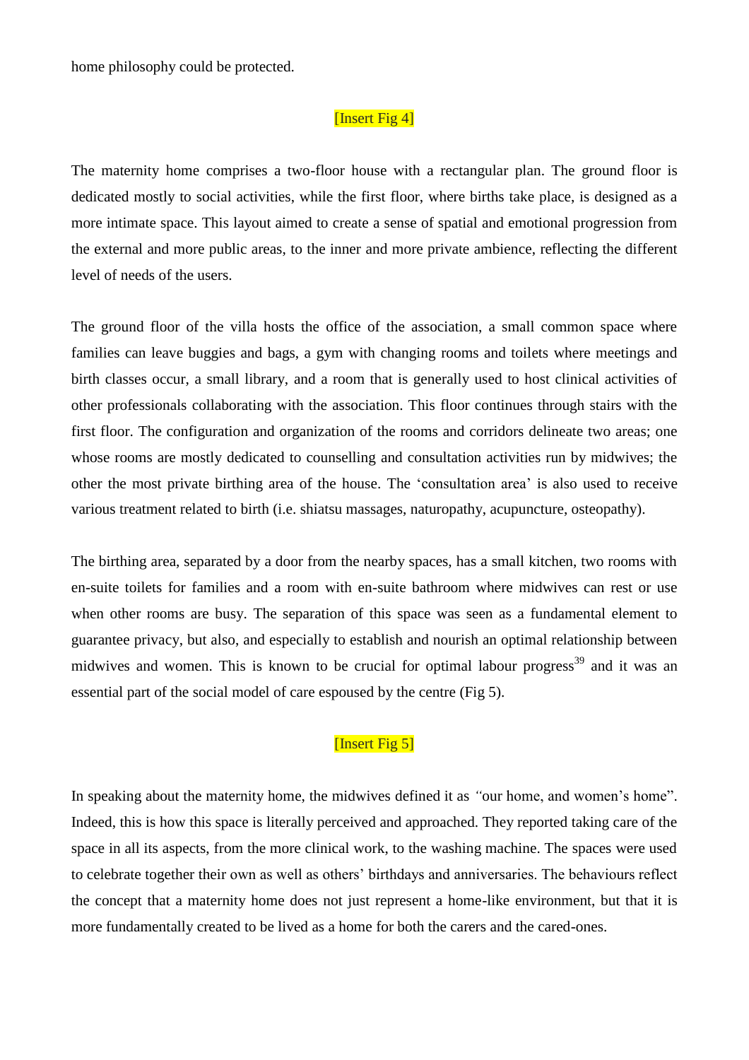home philosophy could be protected.

[Insert Fig 4]

The maternity home comprises a two-floor house with a rectangular plan. The ground floor is dedicated mostly to social activities, while the first floor, where births take place, is designed as a more intimate space. This layout aimed to create a sense of spatial and emotional progression from the external and more public areas, to the inner and more private ambience, reflecting the different level of needs of the users.

The ground floor of the villa hosts the office of the association, a small common space where families can leave buggies and bags, a gym with changing rooms and toilets where meetings and birth classes occur, a small library, and a room that is generally used to host clinical activities of other professionals collaborating with the association. This floor continues through stairs with the first floor. The configuration and organization of the rooms and corridors delineate two areas; one whose rooms are mostly dedicated to counselling and consultation activities run by midwives; the other the most private birthing area of the house. The 'consultation area' is also used to receive various treatment related to birth (i.e. shiatsu massages, naturopathy, acupuncture, osteopathy).

The birthing area, separated by a door from the nearby spaces, has a small kitchen, two rooms with en-suite toilets for families and a room with en-suite bathroom where midwives can rest or use when other rooms are busy. The separation of this space was seen as a fundamental element to guarantee privacy, but also, and especially to establish and nourish an optimal relationship between midwives and women. This is known to be crucial for optimal labour progress[39] and it was an essential part of the social model of care espoused by the centre (Fig 5).

[Insert Fig 5]

In speaking about the maternity home, the midwives defined it as *"*our home, and women's home". Indeed, this is how this space is literally perceived and approached. They reported taking care of the space in all its aspects, from the more clinical work, to the washing machine. The spaces were used to celebrate together their own as well as others' birthdays and anniversaries. The behaviours reflect the concept that a maternity home does not just represent a home-like environment, but that it is more fundamentally created to be lived as a home for both the carers and the cared-ones.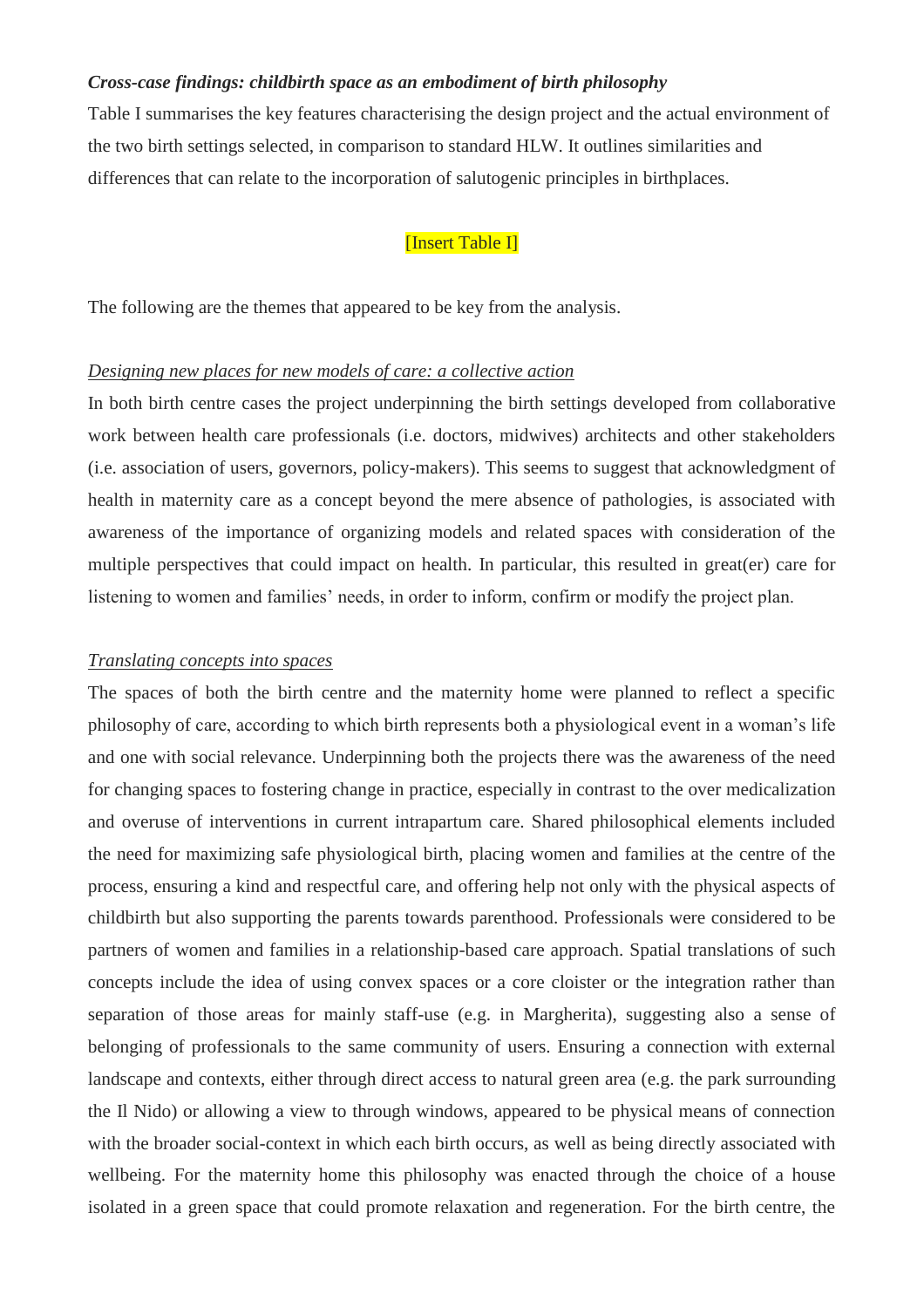***Cross-case findings: childbirth space as an embodiment of birth philosophy***

Table I summarises the key features characterising the design project and the actual environment of the two birth settings selected, in comparison to standard HLW. It outlines similarities and differences that can relate to the incorporation of salutogenic principles in birthplaces.

[Insert Table I]

The following are the themes that appeared to be key from the analysis.

*Designing new places for new models of care: a collective action*

In both birth centre cases the project underpinning the birth settings developed from collaborative work between health care professionals (i.e. doctors, midwives) architects and other stakeholders (i.e. association of users, governors, policy-makers). This seems to suggest that acknowledgment of health in maternity care as a concept beyond the mere absence of pathologies, is associated with awareness of the importance of organizing models and related spaces with consideration of the multiple perspectives that could impact on health. In particular, this resulted in great(er) care for listening to women and families' needs, in order to inform, confirm or modify the project plan.

*Translating concepts into spaces*

The spaces of both the birth centre and the maternity home were planned to reflect a specific philosophy of care, according to which birth represents both a physiological event in a woman's life and one with social relevance. Underpinning both the projects there was the awareness of the need for changing spaces to fostering change in practice, especially in contrast to the over medicalization and overuse of interventions in current intrapartum care. Shared philosophical elements included the need for maximizing safe physiological birth, placing women and families at the centre of the process, ensuring a kind and respectful care, and offering help not only with the physical aspects of childbirth but also supporting the parents towards parenthood. Professionals were considered to be partners of women and families in a relationship-based care approach. Spatial translations of such concepts include the idea of using convex spaces or a core cloister or the integration rather than separation of those areas for mainly staff-use (e.g. in Margherita), suggesting also a sense of belonging of professionals to the same community of users. Ensuring a connection with external landscape and contexts, either through direct access to natural green area (e.g. the park surrounding the Il Nido) or allowing a view to through windows, appeared to be physical means of connection with the broader social-context in which each birth occurs, as well as being directly associated with wellbeing. For the maternity home this philosophy was enacted through the choice of a house isolated in a green space that could promote relaxation and regeneration. For the birth centre, the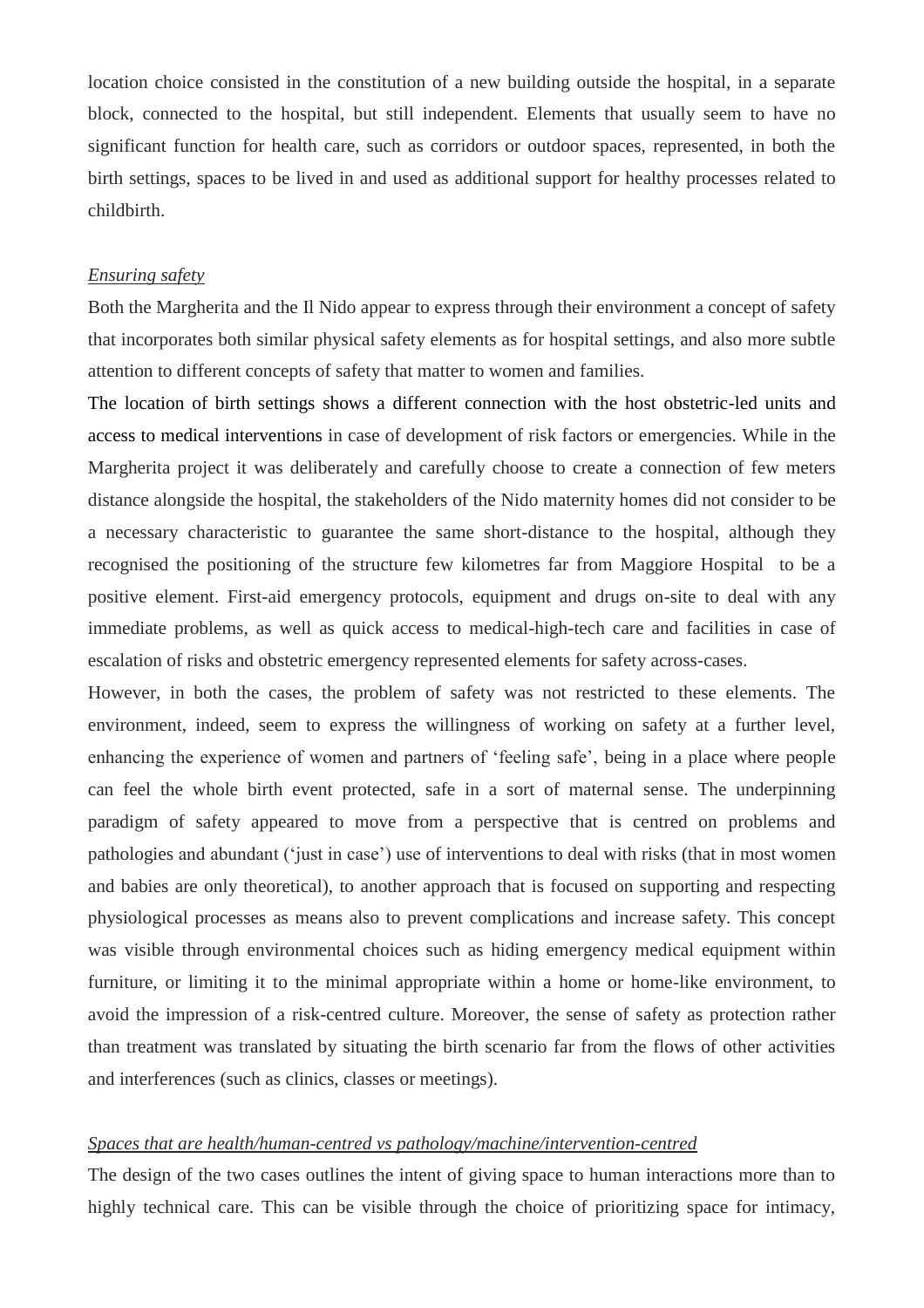location choice consisted in the constitution of a new building outside the hospital, in a separate block, connected to the hospital, but still independent. Elements that usually seem to have no significant function for health care, such as corridors or outdoor spaces, represented, in both the birth settings, spaces to be lived in and used as additional support for healthy processes related to childbirth.

*Ensuring safety*

Both the Margherita and the Il Nido appear to express through their environment a concept of safety that incorporates both similar physical safety elements as for hospital settings, and also more subtle attention to different concepts of safety that matter to women and families.

The location of birth settings shows a different connection with the host obstetric-led units and access to medical interventions in case of development of risk factors or emergencies. While in the Margherita project it was deliberately and carefully choose to create a connection of few meters distance alongside the hospital, the stakeholders of the Nido maternity homes did not consider to be a necessary characteristic to guarantee the same short-distance to the hospital, although they recognised the positioning of the structure few kilometres far from Maggiore Hospital to be a positive element. First-aid emergency protocols, equipment and drugs on-site to deal with any immediate problems, as well as quick access to medical-high-tech care and facilities in case of escalation of risks and obstetric emergency represented elements for safety across-cases.

However, in both the cases, the problem of safety was not restricted to these elements. The environment, indeed, seem to express the willingness of working on safety at a further level, enhancing the experience of women and partners of 'feeling safe', being in a place where people can feel the whole birth event protected, safe in a sort of maternal sense. The underpinning paradigm of safety appeared to move from a perspective that is centred on problems and pathologies and abundant ('just in case') use of interventions to deal with risks (that in most women and babies are only theoretical), to another approach that is focused on supporting and respecting physiological processes as means also to prevent complications and increase safety. This concept was visible through environmental choices such as hiding emergency medical equipment within furniture, or limiting it to the minimal appropriate within a home or home-like environment, to avoid the impression of a risk-centred culture. Moreover, the sense of safety as protection rather than treatment was translated by situating the birth scenario far from the flows of other activities and interferences (such as clinics, classes or meetings).

*Spaces that are health/human-centred vs pathology/machine/intervention-centred*

The design of the two cases outlines the intent of giving space to human interactions more than to highly technical care. This can be visible through the choice of prioritizing space for intimacy,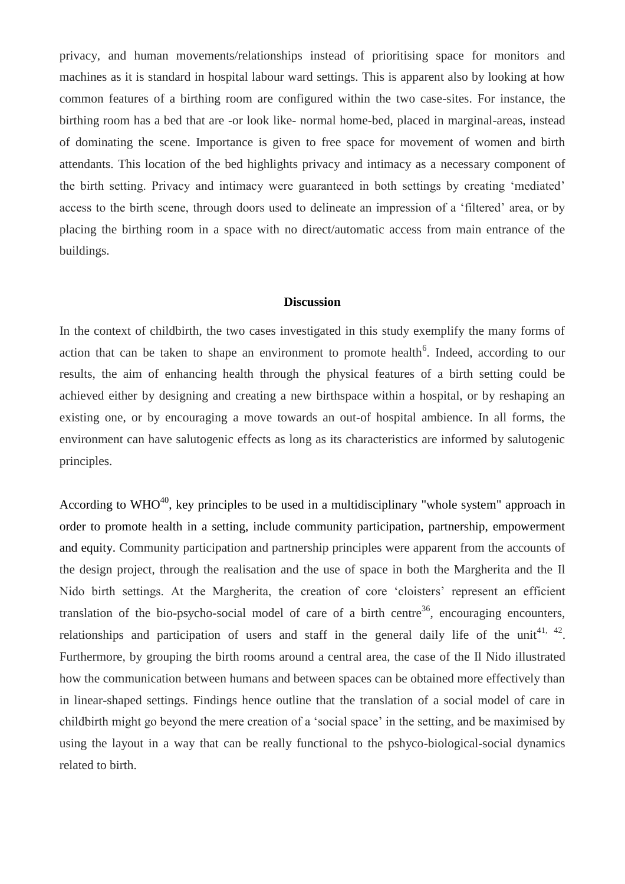privacy, and human movements/relationships instead of prioritising space for monitors and machines as it is standard in hospital labour ward settings. This is apparent also by looking at how common features of a birthing room are configured within the two case-sites. For instance, the birthing room has a bed that are -or look like- normal home-bed, placed in marginal-areas, instead of dominating the scene. Importance is given to free space for movement of women and birth attendants. This location of the bed highlights privacy and intimacy as a necessary component of the birth setting. Privacy and intimacy were guaranteed in both settings by creating 'mediated' access to the birth scene, through doors used to delineate an impression of a 'filtered' area, or by placing the birthing room in a space with no direct/automatic access from main entrance of the buildings.

## Discussion

In the context of childbirth, the two cases investigated in this study exemplify the many forms of action that can be taken to shape an environment to promote health[6]. Indeed, according to our results, the aim of enhancing health through the physical features of a birth setting could be achieved either by designing and creating a new birthspace within a hospital, or by reshaping an existing one, or by encouraging a move towards an out-of hospital ambience. In all forms, the environment can have salutogenic effects as long as its characteristics are informed by salutogenic principles.

According to WHO[40], key principles to be used in a multidisciplinary "whole system" approach in order to promote health in a setting, include community participation, partnership, empowerment and equity. Community participation and partnership principles were apparent from the accounts of the design project, through the realisation and the use of space in both the Margherita and the Il Nido birth settings. At the Margherita, the creation of core 'cloisters' represent an efficient translation of the bio-psycho-social model of care of a birth centre[36], encouraging encounters, relationships and participation of users and staff in the general daily life of the unit[41, 42]. Furthermore, by grouping the birth rooms around a central area, the case of the Il Nido illustrated how the communication between humans and between spaces can be obtained more effectively than in linear-shaped settings. Findings hence outline that the translation of a social model of care in childbirth might go beyond the mere creation of a 'social space' in the setting, and be maximised by using the layout in a way that can be really functional to the pshyco-biological-social dynamics related to birth.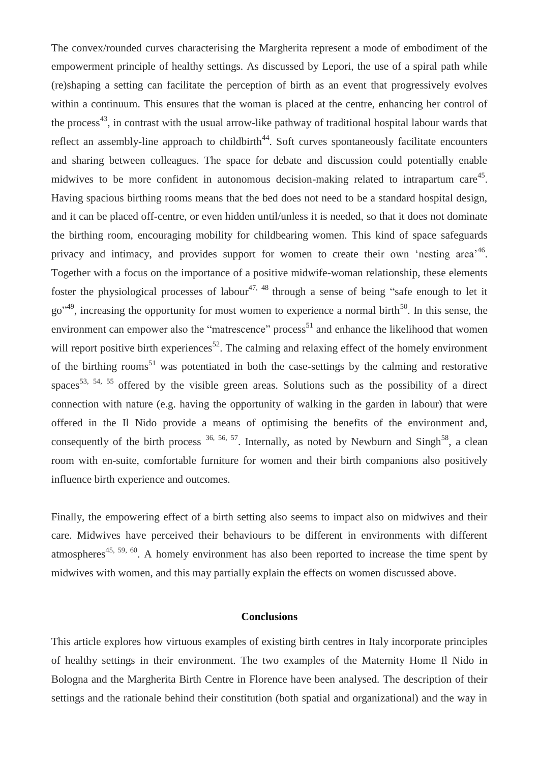The convex/rounded curves characterising the Margherita represent a mode of embodiment of the empowerment principle of healthy settings. As discussed by Lepori, the use of a spiral path while (re)shaping a setting can facilitate the perception of birth as an event that progressively evolves within a continuum. This ensures that the woman is placed at the centre, enhancing her control of the process[43], in contrast with the usual arrow-like pathway of traditional hospital labour wards that reflect an assembly-line approach to childbirth[44]. Soft curves spontaneously facilitate encounters and sharing between colleagues. The space for debate and discussion could potentially enable midwives to be more confident in autonomous decision-making related to intrapartum care[45]. Having spacious birthing rooms means that the bed does not need to be a standard hospital design, and it can be placed off-centre, or even hidden until/unless it is needed, so that it does not dominate the birthing room, encouraging mobility for childbearing women. This kind of space safeguards privacy and intimacy, and provides support for women to create their own 'nesting area'[46]. Together with a focus on the importance of a positive midwife-woman relationship, these elements foster the physiological processes of labour[47, 48] through a sense of being "safe enough to let it go"[49], increasing the opportunity for most women to experience a normal birth[50]. In this sense, the environment can empower also the "matrescence" process[51] and enhance the likelihood that women will report positive birth experiences[52]. The calming and relaxing effect of the homely environment of the birthing rooms[51] was potentiated in both the case-settings by the calming and restorative spaces[53, 54, 55] offered by the visible green areas. Solutions such as the possibility of a direct connection with nature (e.g. having the opportunity of walking in the garden in labour) that were offered in the Il Nido provide a means of optimising the benefits of the environment and, consequently of the birth process [36, 56, 57]. Internally, as noted by Newburn and Singh[58], a clean room with en-suite, comfortable furniture for women and their birth companions also positively influence birth experience and outcomes.

Finally, the empowering effect of a birth setting also seems to impact also on midwives and their care. Midwives have perceived their behaviours to be different in environments with different atmospheres[45, 59, 60]. A homely environment has also been reported to increase the time spent by midwives with women, and this may partially explain the effects on women discussed above.

## Conclusions

This article explores how virtuous examples of existing birth centres in Italy incorporate principles of healthy settings in their environment. The two examples of the Maternity Home Il Nido in Bologna and the Margherita Birth Centre in Florence have been analysed. The description of their settings and the rationale behind their constitution (both spatial and organizational) and the way in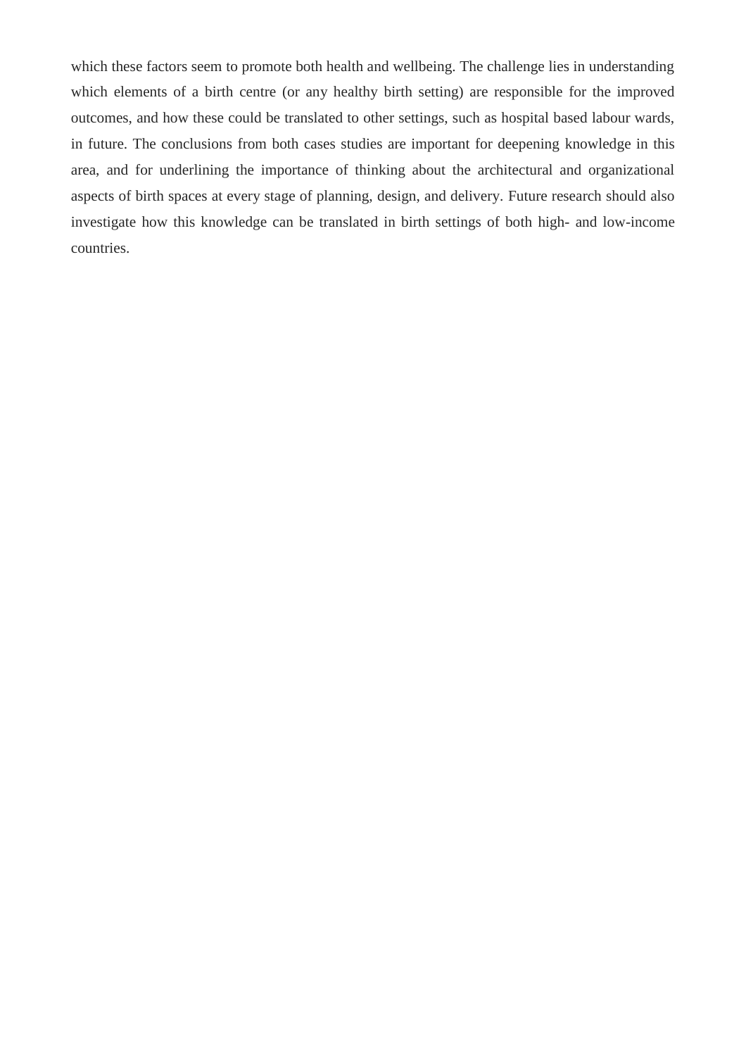which these factors seem to promote both health and wellbeing. The challenge lies in understanding which elements of a birth centre (or any healthy birth setting) are responsible for the improved outcomes, and how these could be translated to other settings, such as hospital based labour wards, in future. The conclusions from both cases studies are important for deepening knowledge in this area, and for underlining the importance of thinking about the architectural and organizational aspects of birth spaces at every stage of planning, design, and delivery. Future research should also investigate how this knowledge can be translated in birth settings of both high- and low-income countries.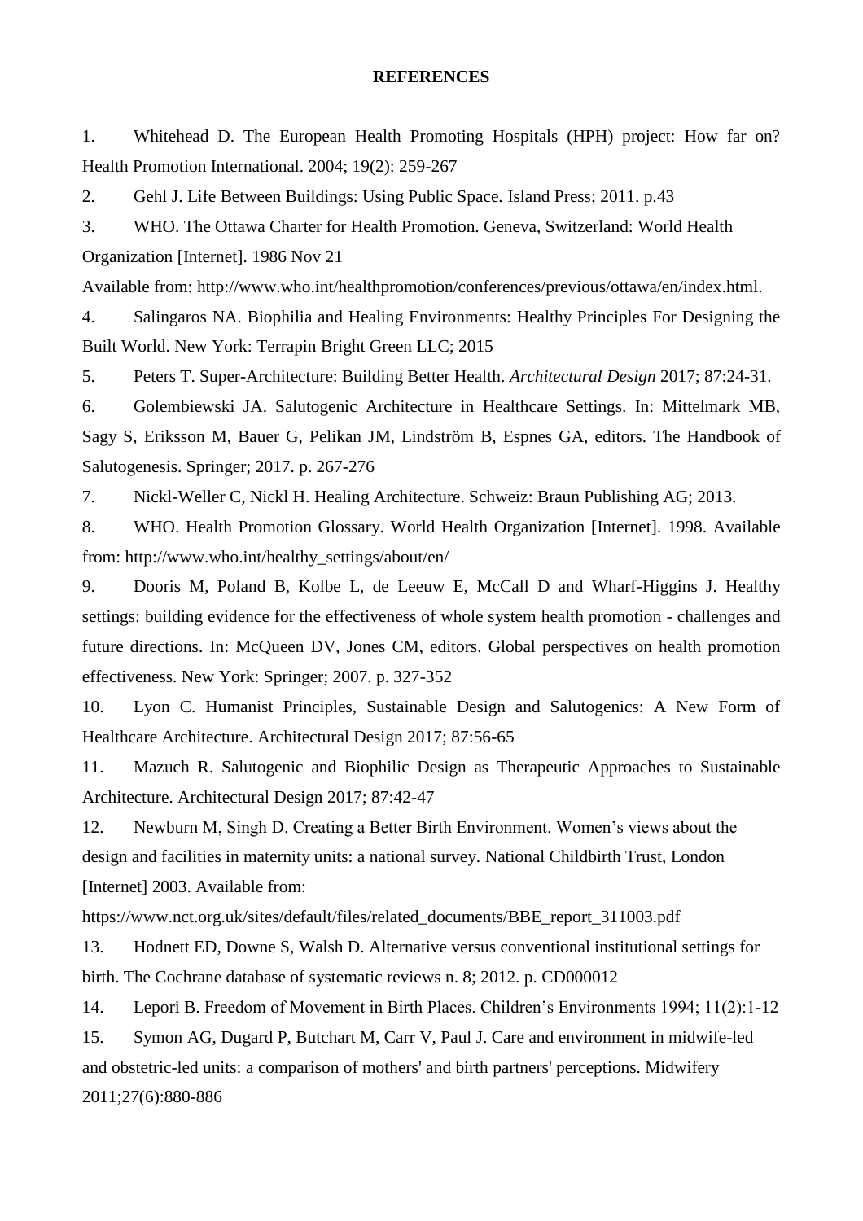**REFERENCES**

1. Whitehead D. The European Health Promoting Hospitals (HPH) project: How far on? Health Promotion International. 2004; 19(2): 259-267

2. Gehl J. Life Between Buildings: Using Public Space. Island Press; 2011. p.43

3. WHO. The Ottawa Charter for Health Promotion. Geneva, Switzerland: World Health Organization [Internet]. 1986 Nov 21
Available from: http://www.who.int/healthpromotion/conferences/previous/ottawa/en/index.html.

4. Salingaros NA. Biophilia and Healing Environments: Healthy Principles For Designing the Built World. New York: Terrapin Bright Green LLC; 2015

5. Peters T. Super-Architecture: Building Better Health. *Architectural Design* 2017; 87:24-31.

6. Golembiewski JA. Salutogenic Architecture in Healthcare Settings. In: Mittelmark MB, Sagy S, Eriksson M, Bauer G, Pelikan JM, Lindström B, Espnes GA, editors. The Handbook of Salutogenesis. Springer; 2017. p. 267-276

7. Nickl-Weller C, Nickl H. Healing Architecture. Schweiz: Braun Publishing AG; 2013.

8. WHO. Health Promotion Glossary. World Health Organization [Internet]. 1998. Available from: http://www.who.int/healthy_settings/about/en/

9. Dooris M, Poland B, Kolbe L, de Leeuw E, McCall D and Wharf-Higgins J. Healthy settings: building evidence for the effectiveness of whole system health promotion - challenges and future directions. In: McQueen DV, Jones CM, editors. Global perspectives on health promotion effectiveness. New York: Springer; 2007. p. 327-352

10. Lyon C. Humanist Principles, Sustainable Design and Salutogenics: A New Form of Healthcare Architecture. Architectural Design 2017; 87:56-65

11. Mazuch R. Salutogenic and Biophilic Design as Therapeutic Approaches to Sustainable Architecture. Architectural Design 2017; 87:42-47

12. Newburn M, Singh D. Creating a Better Birth Environment. Women's views about the design and facilities in maternity units: a national survey. National Childbirth Trust, London [Internet] 2003. Available from:
https://www.nct.org.uk/sites/default/files/related_documents/BBE_report_311003.pdf

13. Hodnett ED, Downe S, Walsh D. Alternative versus conventional institutional settings for birth. The Cochrane database of systematic reviews n. 8; 2012. p. CD000012

14. Lepori B. Freedom of Movement in Birth Places. Children's Environments 1994; 11(2):1-12

15. Symon AG, Dugard P, Butchart M, Carr V, Paul J. Care and environment in midwife-led and obstetric-led units: a comparison of mothers' and birth partners' perceptions. Midwifery 2011;27(6):880-886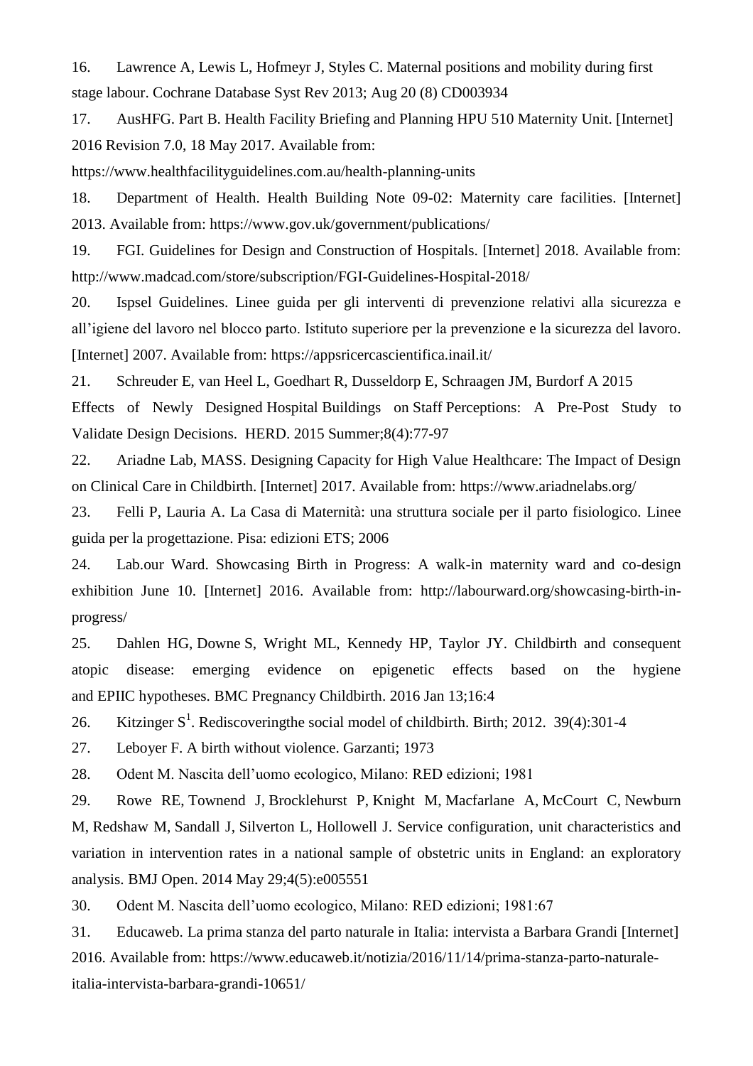16. Lawrence A, Lewis L, Hofmeyr J, Styles C. Maternal positions and mobility during first stage labour. Cochrane Database Syst Rev 2013; Aug 20 (8) CD003934

17. AusHFG. Part B. Health Facility Briefing and Planning HPU 510 Maternity Unit. [Internet] 2016 Revision 7.0, 18 May 2017. Available from: https://www.healthfacilityguidelines.com.au/health-planning-units

18. Department of Health. Health Building Note 09-02: Maternity care facilities. [Internet] 2013. Available from: https://www.gov.uk/government/publications/

19. FGI. Guidelines for Design and Construction of Hospitals. [Internet] 2018. Available from: http://www.madcad.com/store/subscription/FGI-Guidelines-Hospital-2018/

20. Ispsel Guidelines. Linee guida per gli interventi di prevenzione relativi alla sicurezza e all'igiene del lavoro nel blocco parto. Istituto superiore per la prevenzione e la sicurezza del lavoro. [Internet] 2007. Available from: https://appsricercascientifica.inail.it/

21. Schreuder E, van Heel L, Goedhart R, Dusseldorp E, Schraagen JM, Burdorf A 2015 Effects of Newly Designed Hospital Buildings on Staff Perceptions: A Pre-Post Study to Validate Design Decisions. HERD. 2015 Summer;8(4):77-97

22. Ariadne Lab, MASS. Designing Capacity for High Value Healthcare: The Impact of Design on Clinical Care in Childbirth. [Internet] 2017. Available from: https://www.ariadnelabs.org/

23. Felli P, Lauria A. La Casa di Maternità: una struttura sociale per il parto fisiologico. Linee guida per la progettazione. Pisa: edizioni ETS; 2006

24. Lab.our Ward. Showcasing Birth in Progress: A walk-in maternity ward and co-design exhibition June 10. [Internet] 2016. Available from: http://labourward.org/showcasing-birth-in-progress/

25. Dahlen HG, Downe S, Wright ML, Kennedy HP, Taylor JY. Childbirth and consequent atopic disease: emerging evidence on epigenetic effects based on the hygiene and EPIIC hypotheses. BMC Pregnancy Childbirth. 2016 Jan 13;16:4

26. Kitzinger S[1]. Rediscoveringthe social model of childbirth. Birth; 2012. 39(4):301-4

27. Leboyer F. A birth without violence. Garzanti; 1973

28. Odent M. Nascita dell'uomo ecologico, Milano: RED edizioni; 1981

29. Rowe RE, Townend J, Brocklehurst P, Knight M, Macfarlane A, McCourt C, Newburn M, Redshaw M, Sandall J, Silverton L, Hollowell J. Service configuration, unit characteristics and variation in intervention rates in a national sample of obstetric units in England: an exploratory analysis. BMJ Open. 2014 May 29;4(5):e005551

30. Odent M. Nascita dell'uomo ecologico, Milano: RED edizioni; 1981:67

31. Educaweb. La prima stanza del parto naturale in Italia: intervista a Barbara Grandi [Internet] 2016. Available from: https://www.educaweb.it/notizia/2016/11/14/prima-stanza-parto-naturale-italia-intervista-barbara-grandi-10651/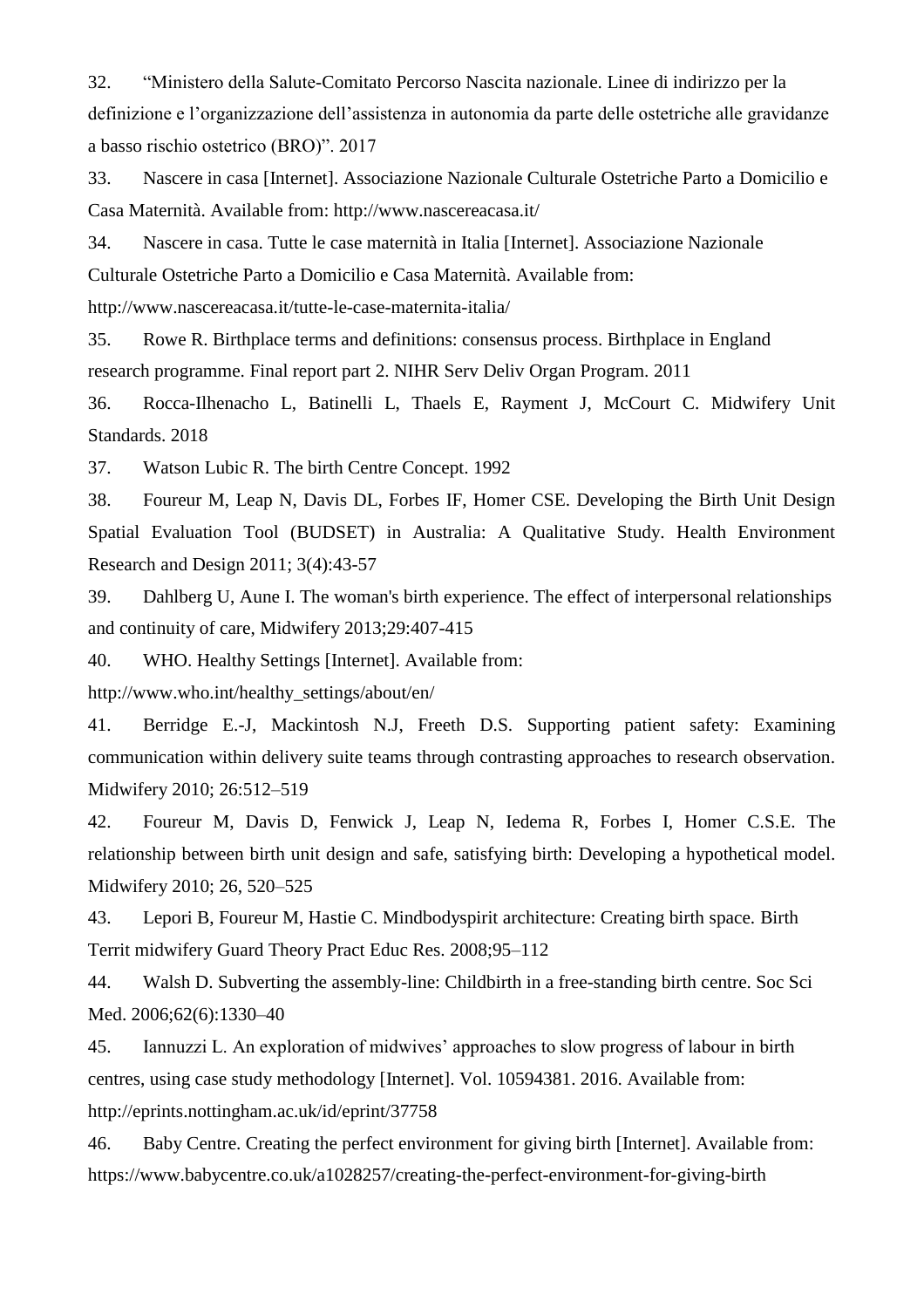32. "Ministero della Salute-Comitato Percorso Nascita nazionale. Linee di indirizzo per la definizione e l'organizzazione dell'assistenza in autonomia da parte delle ostetriche alle gravidanze a basso rischio ostetrico (BRO)". 2017

33. Nascere in casa [Internet]. Associazione Nazionale Culturale Ostetriche Parto a Domicilio e Casa Maternità. Available from: http://www.nascereacasa.it/

34. Nascere in casa. Tutte le case maternità in Italia [Internet]. Associazione Nazionale Culturale Ostetriche Parto a Domicilio e Casa Maternità. Available from: http://www.nascereacasa.it/tutte-le-case-maternita-italia/

35. Rowe R. Birthplace terms and definitions: consensus process. Birthplace in England research programme. Final report part 2. NIHR Serv Deliv Organ Program. 2011

36. Rocca-Ilhenacho L, Batinelli L, Thaels E, Rayment J, McCourt C. Midwifery Unit Standards. 2018

37. Watson Lubic R. The birth Centre Concept. 1992

38. Foureur M, Leap N, Davis DL, Forbes IF, Homer CSE. Developing the Birth Unit Design Spatial Evaluation Tool (BUDSET) in Australia: A Qualitative Study. Health Environment Research and Design 2011; 3(4):43-57

39. Dahlberg U, Aune I. The woman's birth experience. The effect of interpersonal relationships and continuity of care, Midwifery 2013;29:407-415

40. WHO. Healthy Settings [Internet]. Available from: http://www.who.int/healthy_settings/about/en/

41. Berridge E.-J, Mackintosh N.J, Freeth D.S. Supporting patient safety: Examining communication within delivery suite teams through contrasting approaches to research observation. Midwifery 2010; 26:512–519

42. Foureur M, Davis D, Fenwick J, Leap N, Iedema R, Forbes I, Homer C.S.E. The relationship between birth unit design and safe, satisfying birth: Developing a hypothetical model. Midwifery 2010; 26, 520–525

43. Lepori B, Foureur M, Hastie C. Mindbodyspirit architecture: Creating birth space. Birth Territ midwifery Guard Theory Pract Educ Res. 2008;95–112

44. Walsh D. Subverting the assembly-line: Childbirth in a free-standing birth centre. Soc Sci Med. 2006;62(6):1330–40

45. Iannuzzi L. An exploration of midwives' approaches to slow progress of labour in birth centres, using case study methodology [Internet]. Vol. 10594381. 2016. Available from: http://eprints.nottingham.ac.uk/id/eprint/37758

46. Baby Centre. Creating the perfect environment for giving birth [Internet]. Available from: https://www.babycentre.co.uk/a1028257/creating-the-perfect-environment-for-giving-birth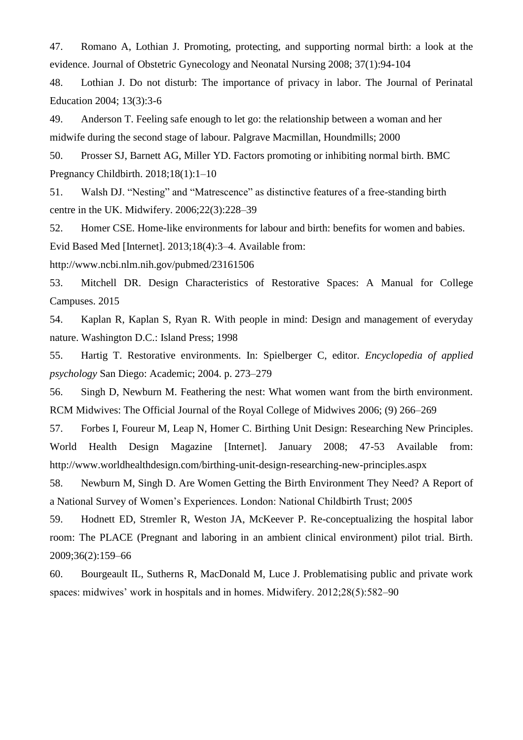47. Romano A, Lothian J. Promoting, protecting, and supporting normal birth: a look at the evidence. Journal of Obstetric Gynecology and Neonatal Nursing 2008; 37(1):94-104

48. Lothian J. Do not disturb: The importance of privacy in labor. The Journal of Perinatal Education 2004; 13(3):3-6

49. Anderson T. Feeling safe enough to let go: the relationship between a woman and her midwife during the second stage of labour. Palgrave Macmillan, Houndmills; 2000

50. Prosser SJ, Barnett AG, Miller YD. Factors promoting or inhibiting normal birth. BMC Pregnancy Childbirth. 2018;18(1):1–10

51. Walsh DJ. "Nesting" and "Matrescence" as distinctive features of a free-standing birth centre in the UK. Midwifery. 2006;22(3):228–39

52. Homer CSE. Home-like environments for labour and birth: benefits for women and babies. Evid Based Med [Internet]. 2013;18(4):3–4. Available from: http://www.ncbi.nlm.nih.gov/pubmed/23161506

53. Mitchell DR. Design Characteristics of Restorative Spaces: A Manual for College Campuses. 2015

54. Kaplan R, Kaplan S, Ryan R. With people in mind: Design and management of everyday nature. Washington D.C.: Island Press; 1998

55. Hartig T. Restorative environments. In: Spielberger C, editor. *Encyclopedia of applied psychology* San Diego: Academic; 2004. p. 273–279

56. Singh D, Newburn M. Feathering the nest: What women want from the birth environment. RCM Midwives: The Official Journal of the Royal College of Midwives 2006; (9) 266–269

57. Forbes I, Foureur M, Leap N, Homer C. Birthing Unit Design: Researching New Principles. World Health Design Magazine [Internet]. January 2008; 47-53 Available from: http://www.worldhealthdesign.com/birthing-unit-design-researching-new-principles.aspx

58. Newburn M, Singh D. Are Women Getting the Birth Environment They Need? A Report of a National Survey of Women's Experiences. London: National Childbirth Trust; 2005

59. Hodnett ED, Stremler R, Weston JA, McKeever P. Re-conceptualizing the hospital labor room: The PLACE (Pregnant and laboring in an ambient clinical environment) pilot trial. Birth. 2009;36(2):159–66

60. Bourgeault IL, Sutherns R, MacDonald M, Luce J. Problematising public and private work spaces: midwives' work in hospitals and in homes. Midwifery. 2012;28(5):582–90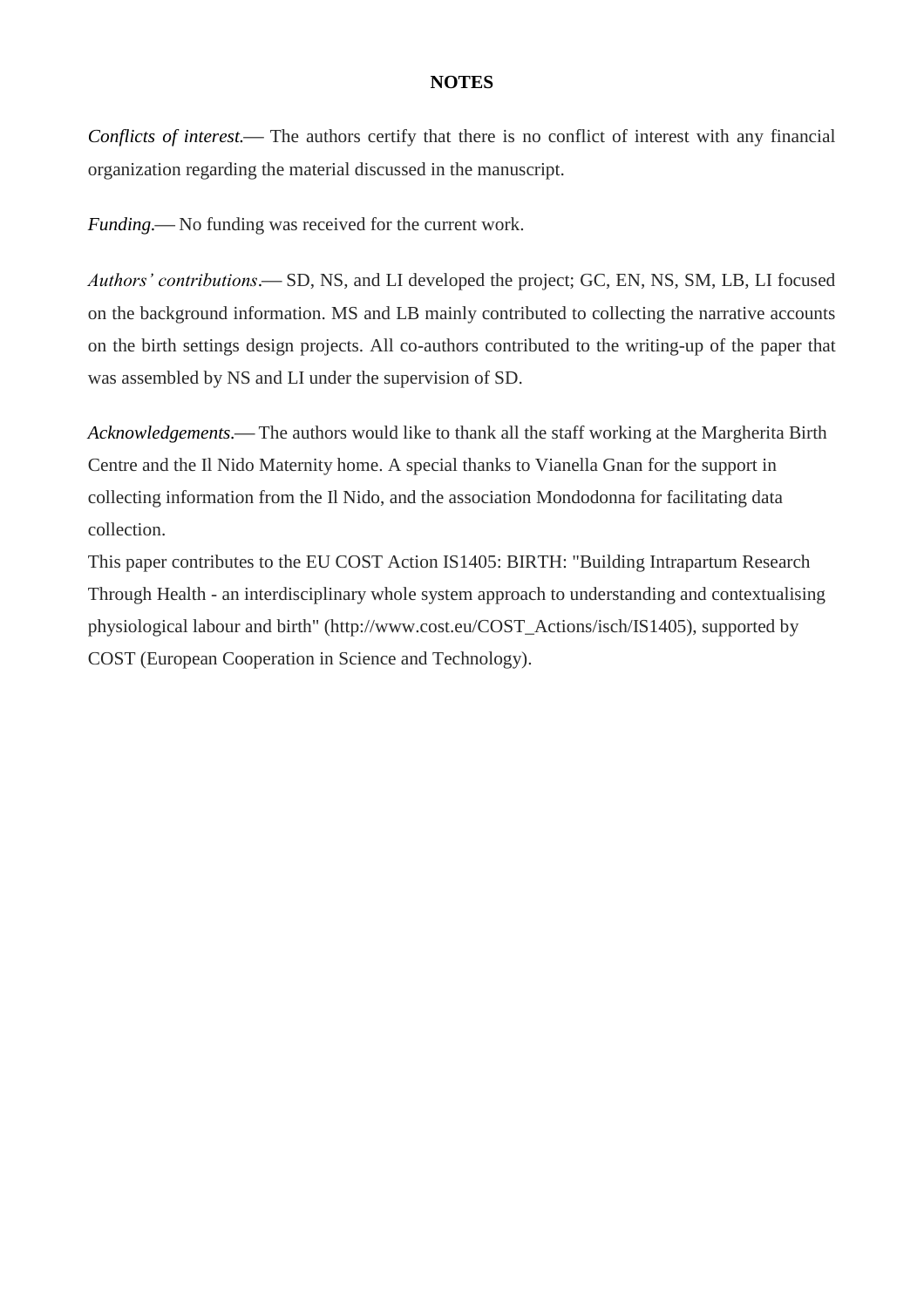## NOTES

*Conflicts of interest.*— The authors certify that there is no conflict of interest with any financial organization regarding the material discussed in the manuscript.

*Funding.*— No funding was received for the current work.

*Authors' contributions*.— SD, NS, and LI developed the project; GC, EN, NS, SM, LB, LI focused on the background information. MS and LB mainly contributed to collecting the narrative accounts on the birth settings design projects. All co-authors contributed to the writing-up of the paper that was assembled by NS and LI under the supervision of SD.

*Acknowledgements.*— The authors would like to thank all the staff working at the Margherita Birth Centre and the Il Nido Maternity home. A special thanks to Vianella Gnan for the support in collecting information from the Il Nido, and the association Mondodonna for facilitating data collection.

This paper contributes to the EU COST Action IS1405: BIRTH: "Building Intrapartum Research Through Health - an interdisciplinary whole system approach to understanding and contextualising physiological labour and birth" (http://www.cost.eu/COST_Actions/isch/IS1405), supported by COST (European Cooperation in Science and Technology).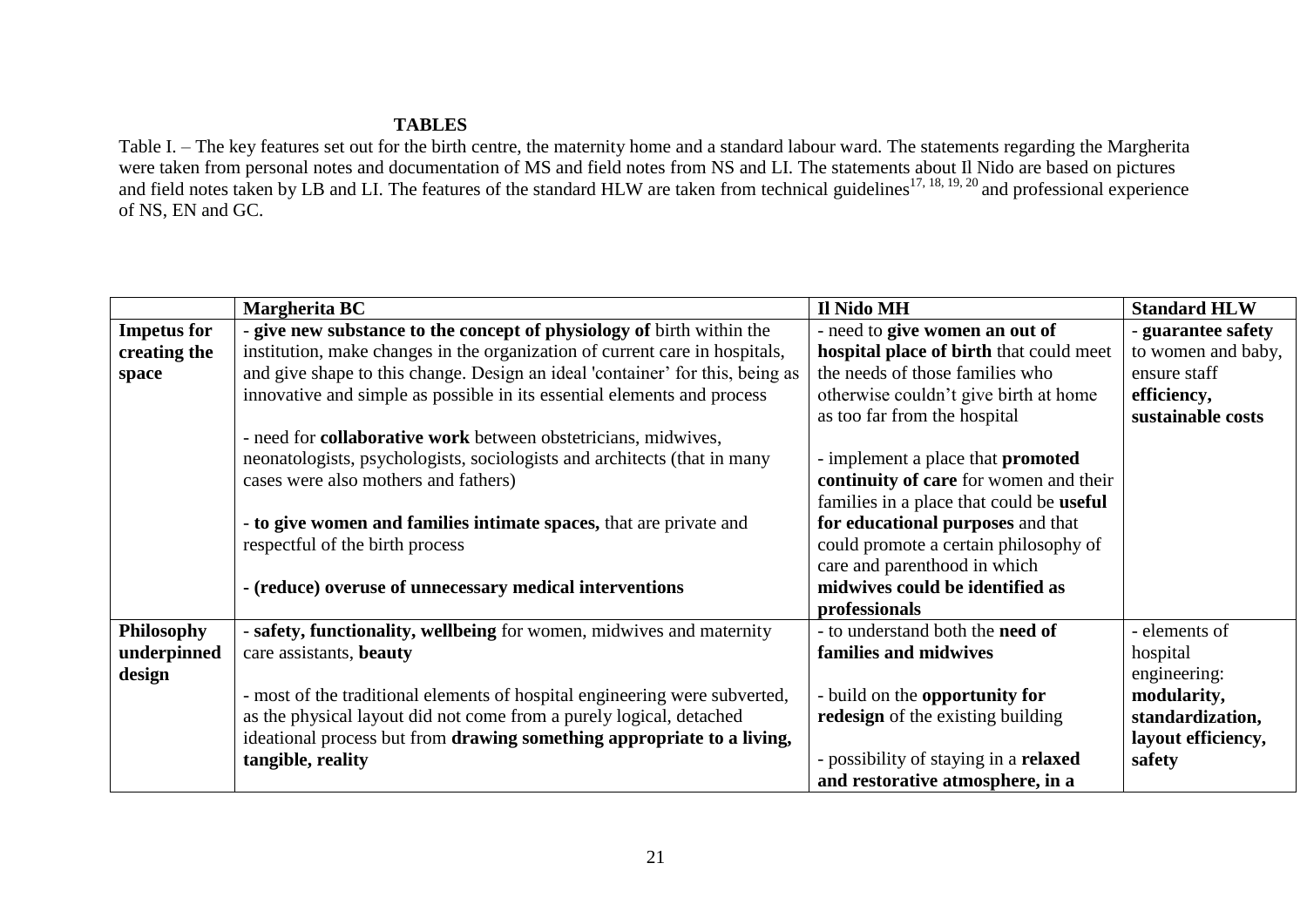**TABLES**

Table I. – The key features set out for the birth centre, the maternity home and a standard labour ward. The statements regarding the Margherita were taken from personal notes and documentation of MS and field notes from NS and LI. The statements about Il Nido are based on pictures and field notes taken by LB and LI. The features of the standard HLW are taken from technical guidelines[17, 18, 19, 20] and professional experience of NS, EN and GC.

| | **Margherita BC** | **Il Nido MH** | **Standard HLW** |
|---|---|---|---|
| **Impetus for creating the space** | - **give new substance to the concept of physiology of** birth within the institution, make changes in the organization of current care in hospitals, and give shape to this change. Design an ideal 'container' for this, being as innovative and simple as possible in its essential elements and process<br><br>- need for **collaborative work** between obstetricians, midwives, neonatologists, psychologists, sociologists and architects (that in many cases were also mothers and fathers)<br><br>- **to give women and families intimate spaces,** that are private and respectful of the birth process<br><br>**- (reduce) overuse of unnecessary medical interventions** | - need to **give women an out of hospital place of birth** that could meet the needs of those families who otherwise couldn't give birth at home as too far from the hospital<br><br>- implement a place that **promoted continuity of care** for women and their families in a place that could be **useful for educational purposes** and that could promote a certain philosophy of care and parenthood in which **midwives could be identified as professionals** | - **guarantee safety** to women and baby, ensure staff **efficiency, sustainable costs** |
| **Philosophy underpinned design** | - **safety, functionality, wellbeing** for women, midwives and maternity care assistants, **beauty**<br><br>- most of the traditional elements of hospital engineering were subverted, as the physical layout did not come from a purely logical, detached ideational process but from **drawing something appropriate to a living, tangible, reality** | - to understand both the **need of families and midwives**<br><br>- build on the **opportunity for redesign** of the existing building<br><br>- possibility of staying in a **relaxed and restorative atmosphere, in a** | - elements of hospital engineering: **modularity, standardization, layout efficiency, safety** |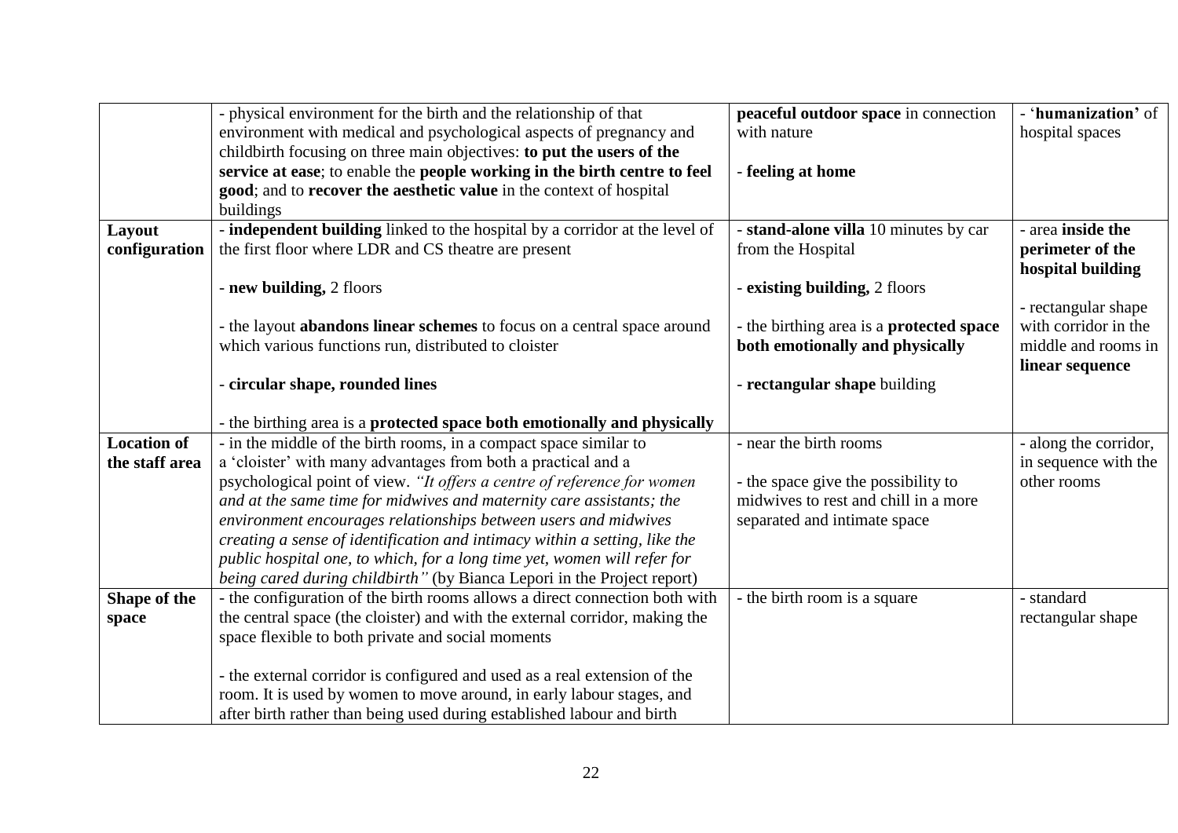| | | | |
|---|---|---|---|
| | - physical environment for the birth and the relationship of that environment with medical and psychological aspects of pregnancy and childbirth focusing on three main objectives: **to put the users of the service at ease**; to enable the **people working in the birth centre to feel good**; and to **recover the aesthetic value** in the context of hospital buildings | **peaceful outdoor space** in connection with nature<br><br>- **feeling at home** | - '**humanization**' of hospital spaces |
| **Layout configuration** | - **independent building** linked to the hospital by a corridor at the level of the first floor where LDR and CS theatre are present<br><br>- **new building,** 2 floors<br><br>- the layout **abandons linear schemes** to focus on a central space around which various functions run, distributed to cloister<br><br>- **circular shape, rounded lines**<br><br>- the birthing area is a **protected space both emotionally and physically** | - **stand-alone villa** 10 minutes by car from the Hospital<br><br>- **existing building,** 2 floors<br><br>- the birthing area is a **protected space both emotionally and physically**<br><br>- **rectangular shape** building | - area **inside the perimeter of the hospital building**<br><br>- rectangular shape with corridor in the middle and rooms in **linear sequence** |
| **Location of the staff area** | - in the middle of the birth rooms, in a compact space similar to a 'cloister' with many advantages from both a practical and a psychological point of view. *"It offers a centre of reference for women and at the same time for midwives and maternity care assistants; the environment encourages relationships between users and midwives creating a sense of identification and intimacy within a setting, like the public hospital one, to which, for a long time yet, women will refer for being cared during childbirth"* (by Bianca Lepori in the Project report) | - near the birth rooms<br><br>- the space give the possibility to midwives to rest and chill in a more separated and intimate space | - along the corridor, in sequence with the other rooms |
| **Shape of the space** | - the configuration of the birth rooms allows a direct connection both with the central space (the cloister) and with the external corridor, making the space flexible to both private and social moments<br><br>- the external corridor is configured and used as a real extension of the room. It is used by women to move around, in early labour stages, and after birth rather than being used during established labour and birth | - the birth room is a square | - standard rectangular shape |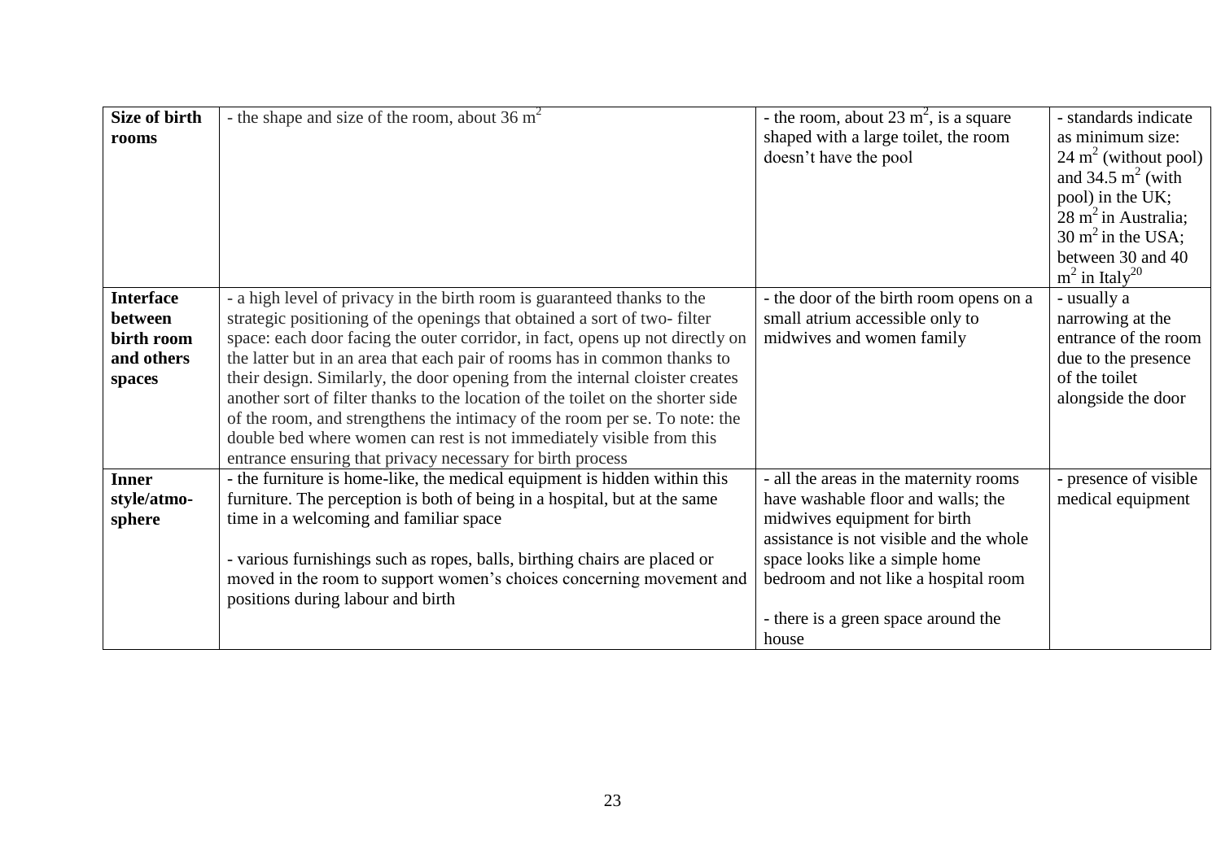| **Size of birth rooms** | - the shape and size of the room, about 36 $m^2$ | - the room, about 23 $m^2$, is a square shaped with a large toilet, the room doesn't have the pool | - standards indicate as minimum size: 24 $m^2$ (without pool) and 34.5 $m^2$ (with pool) in the UK; 28 $m^2$ in Australia; 30 $m^2$ in the USA; between 30 and 40 $m^2$ in Italy[20] |
|---|---|---|---|
| **Interface between birth room and others spaces** | - a high level of privacy in the birth room is guaranteed thanks to the strategic positioning of the openings that obtained a sort of two- filter space: each door facing the outer corridor, in fact, opens up not directly on the latter but in an area that each pair of rooms has in common thanks to their design. Similarly, the door opening from the internal cloister creates another sort of filter thanks to the location of the toilet on the shorter side of the room, and strengthens the intimacy of the room per se. To note: the double bed where women can rest is not immediately visible from this entrance ensuring that privacy necessary for birth process | - the door of the birth room opens on a small atrium accessible only to midwives and women family | - usually a narrowing at the entrance of the room due to the presence of the toilet alongside the door |
| **Inner style/atmo-sphere** | - the furniture is home-like, the medical equipment is hidden within this furniture. The perception is both of being in a hospital, but at the same time in a welcoming and familiar space<br><br>- various furnishings such as ropes, balls, birthing chairs are placed or moved in the room to support women's choices concerning movement and positions during labour and birth | - all the areas in the maternity rooms have washable floor and walls; the midwives equipment for birth assistance is not visible and the whole space looks like a simple home bedroom and not like a hospital room<br><br>- there is a green space around the house | - presence of visible medical equipment |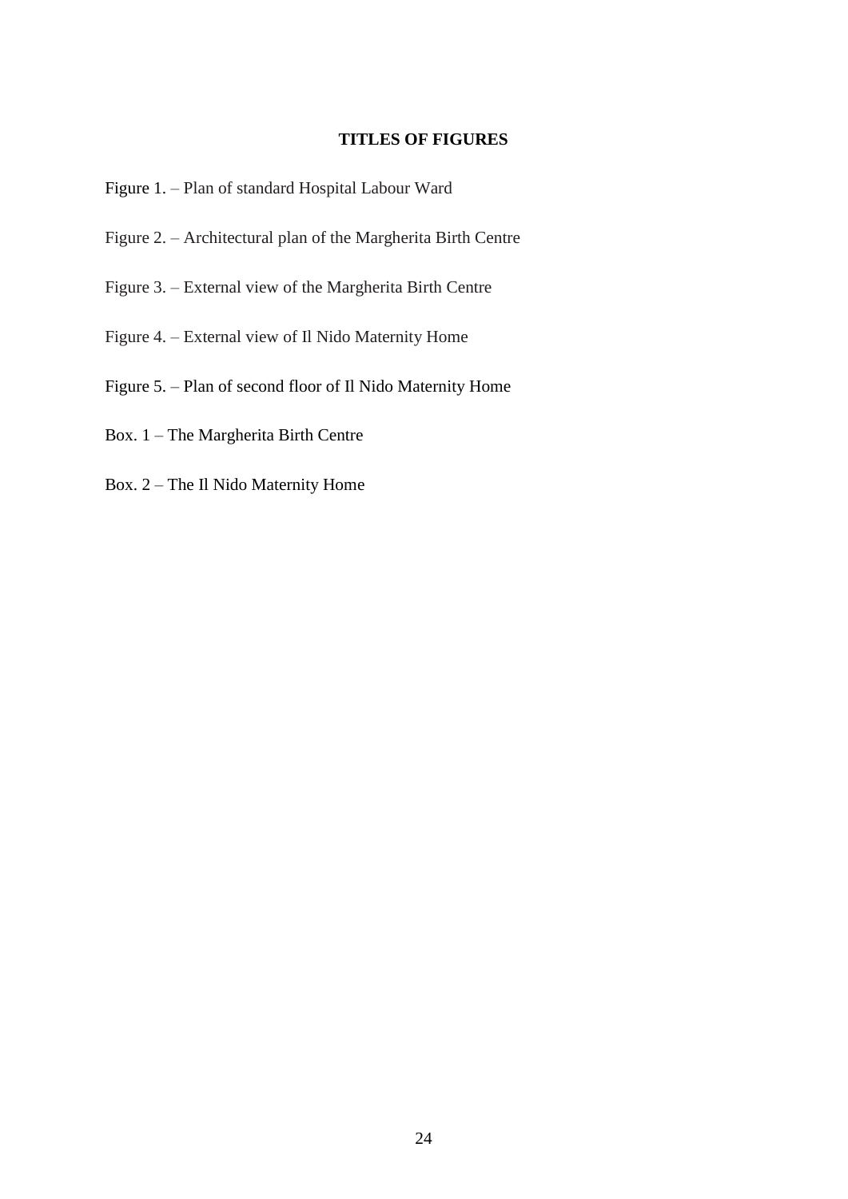## TITLES OF FIGURES

Figure 1. – Plan of standard Hospital Labour Ward

Figure 2. – Architectural plan of the Margherita Birth Centre

Figure 3. – External view of the Margherita Birth Centre

Figure 4. – External view of Il Nido Maternity Home

Figure 5. – Plan of second floor of Il Nido Maternity Home

Box. 1 – The Margherita Birth Centre

Box. 2 – The Il Nido Maternity Home